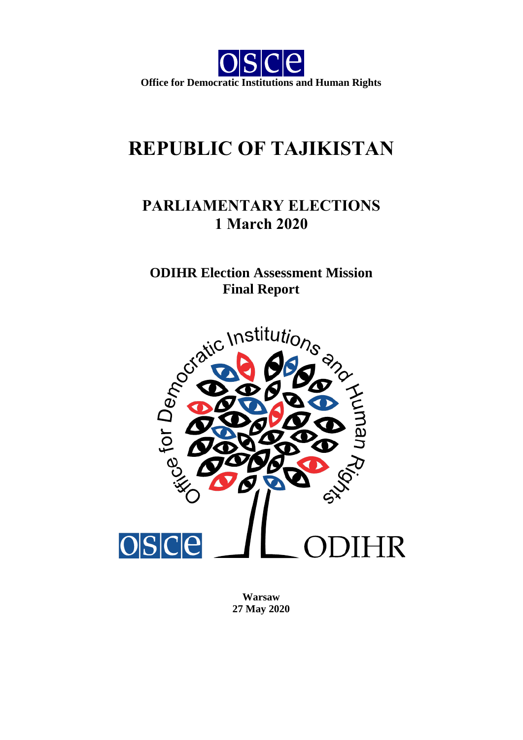osce

**Office for Democratic Institutions and Human Rights**

# REPUBLIC OF TAJIKISTAN

## PARLIAMENTARY ELECTIONS
## 1 March 2020

### ODIHR Election Assessment Mission
### Final Report

**Warsaw**
**27 May 2020**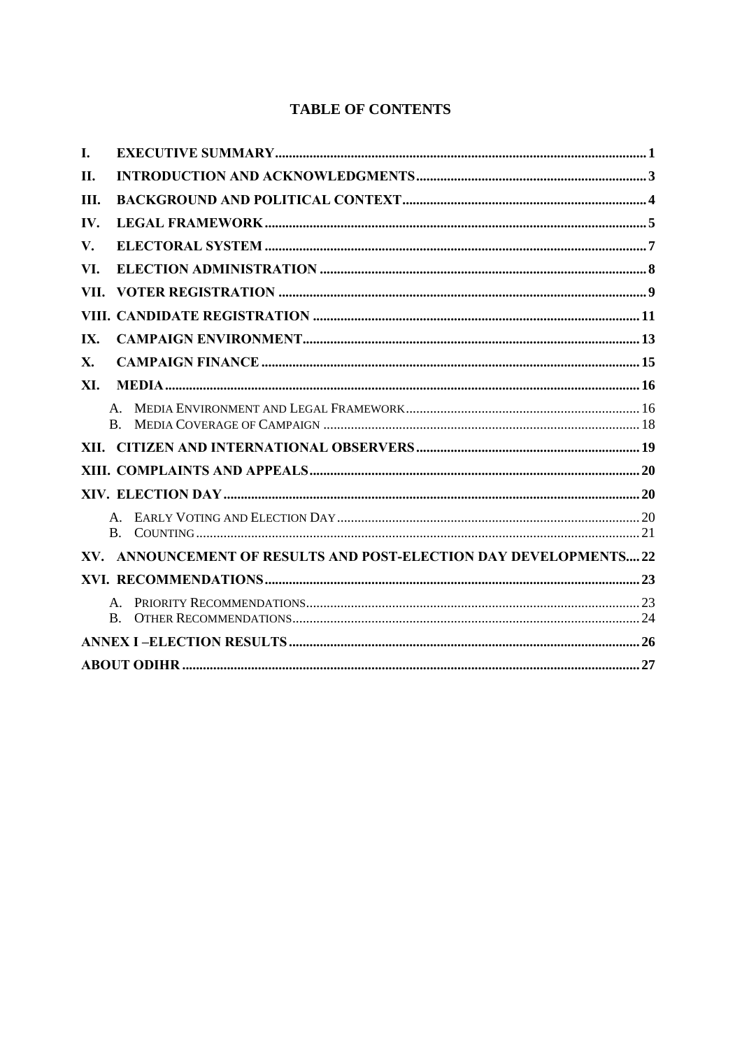## TABLE OF CONTENTS

- I. EXECUTIVE SUMMARY ........ 1
- II. INTRODUCTION AND ACKNOWLEDGMENTS ........ 3
- III. BACKGROUND AND POLITICAL CONTEXT ........ 4
- IV. LEGAL FRAMEWORK ........ 5
- V. ELECTORAL SYSTEM ........ 7
- VI. ELECTION ADMINISTRATION ........ 8
- VII. VOTER REGISTRATION ........ 9
- VIII. CANDIDATE REGISTRATION ........ 11
- IX. CAMPAIGN ENVIRONMENT ........ 13
- X. CAMPAIGN FINANCE ........ 15
- XI. MEDIA ........ 16
  - A. Media Environment and Legal Framework ........ 16
  - B. Media Coverage of Campaign ........ 18
- XII. CITIZEN AND INTERNATIONAL OBSERVERS ........ 19
- XIII. COMPLAINTS AND APPEALS ........ 20
- XIV. ELECTION DAY ........ 20
  - A. Early Voting and Election Day ........ 20
  - B. Counting ........ 21
- XV. ANNOUNCEMENT OF RESULTS AND POST-ELECTION DAY DEVELOPMENTS ........ 22
- XVI. RECOMMENDATIONS ........ 23
  - A. Priority Recommendations ........ 23
  - B. Other Recommendations ........ 24
- ANNEX I –ELECTION RESULTS ........ 26
- ABOUT ODIHR ........ 27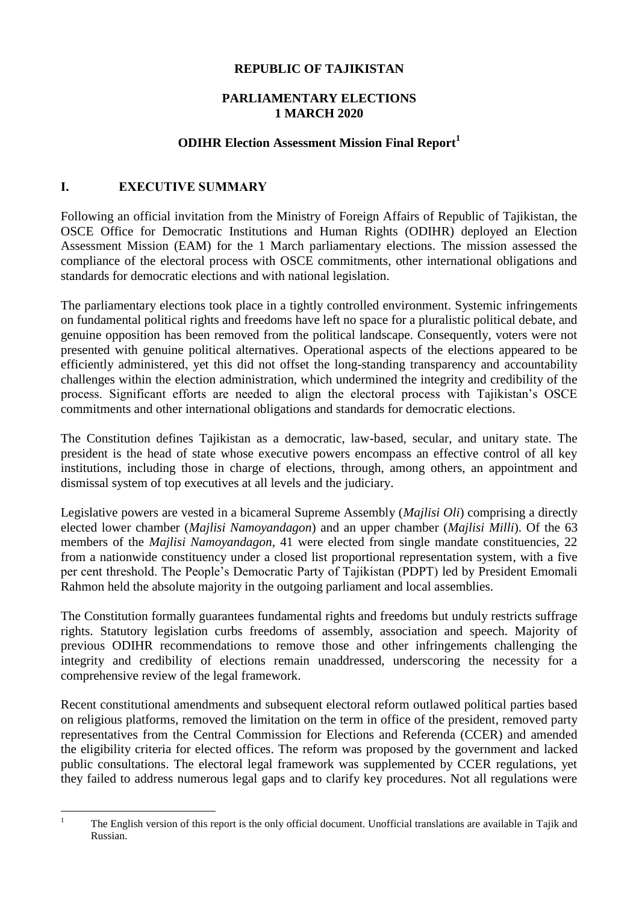**REPUBLIC OF TAJIKISTAN**

**PARLIAMENTARY ELECTIONS**
**1 MARCH 2020**

**ODIHR Election Assessment Mission Final Report**[1]

## I. EXECUTIVE SUMMARY

Following an official invitation from the Ministry of Foreign Affairs of Republic of Tajikistan, the OSCE Office for Democratic Institutions and Human Rights (ODIHR) deployed an Election Assessment Mission (EAM) for the 1 March parliamentary elections. The mission assessed the compliance of the electoral process with OSCE commitments, other international obligations and standards for democratic elections and with national legislation.

The parliamentary elections took place in a tightly controlled environment. Systemic infringements on fundamental political rights and freedoms have left no space for a pluralistic political debate, and genuine opposition has been removed from the political landscape. Consequently, voters were not presented with genuine political alternatives. Operational aspects of the elections appeared to be efficiently administered, yet this did not offset the long-standing transparency and accountability challenges within the election administration, which undermined the integrity and credibility of the process. Significant efforts are needed to align the electoral process with Tajikistan's OSCE commitments and other international obligations and standards for democratic elections.

The Constitution defines Tajikistan as a democratic, law-based, secular, and unitary state. The president is the head of state whose executive powers encompass an effective control of all key institutions, including those in charge of elections, through, among others, an appointment and dismissal system of top executives at all levels and the judiciary.

Legislative powers are vested in a bicameral Supreme Assembly (*Majlisi Oli*) comprising a directly elected lower chamber (*Majlisi Namoyandagon*) and an upper chamber (*Majlisi Milli*). Of the 63 members of the *Majlisi Namoyandagon*, 41 were elected from single mandate constituencies, 22 from a nationwide constituency under a closed list proportional representation system, with a five per cent threshold. The People's Democratic Party of Tajikistan (PDPT) led by President Emomali Rahmon held the absolute majority in the outgoing parliament and local assemblies.

The Constitution formally guarantees fundamental rights and freedoms but unduly restricts suffrage rights. Statutory legislation curbs freedoms of assembly, association and speech. Majority of previous ODIHR recommendations to remove those and other infringements challenging the integrity and credibility of elections remain unaddressed, underscoring the necessity for a comprehensive review of the legal framework.

Recent constitutional amendments and subsequent electoral reform outlawed political parties based on religious platforms, removed the limitation on the term in office of the president, removed party representatives from the Central Commission for Elections and Referenda (CCER) and amended the eligibility criteria for elected offices. The reform was proposed by the government and lacked public consultations. The electoral legal framework was supplemented by CCER regulations, yet they failed to address numerous legal gaps and to clarify key procedures. Not all regulations were

[1] The English version of this report is the only official document. Unofficial translations are available in Tajik and Russian.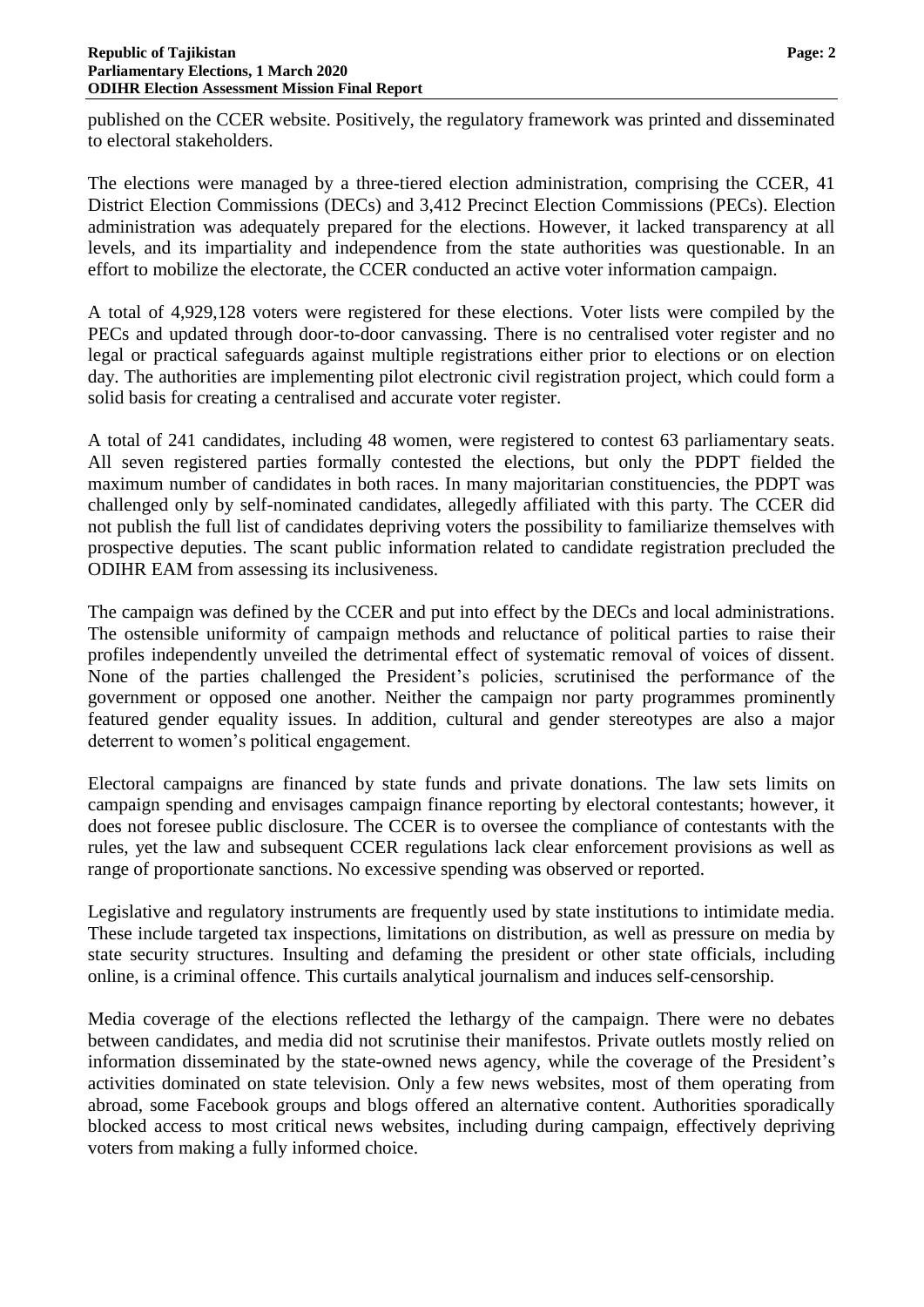published on the CCER website. Positively, the regulatory framework was printed and disseminated to electoral stakeholders.

The elections were managed by a three-tiered election administration, comprising the CCER, 41 District Election Commissions (DECs) and 3,412 Precinct Election Commissions (PECs). Election administration was adequately prepared for the elections. However, it lacked transparency at all levels, and its impartiality and independence from the state authorities was questionable. In an effort to mobilize the electorate, the CCER conducted an active voter information campaign.

A total of 4,929,128 voters were registered for these elections. Voter lists were compiled by the PECs and updated through door-to-door canvassing. There is no centralised voter register and no legal or practical safeguards against multiple registrations either prior to elections or on election day. The authorities are implementing pilot electronic civil registration project, which could form a solid basis for creating a centralised and accurate voter register.

A total of 241 candidates, including 48 women, were registered to contest 63 parliamentary seats. All seven registered parties formally contested the elections, but only the PDPT fielded the maximum number of candidates in both races. In many majoritarian constituencies, the PDPT was challenged only by self-nominated candidates, allegedly affiliated with this party. The CCER did not publish the full list of candidates depriving voters the possibility to familiarize themselves with prospective deputies. The scant public information related to candidate registration precluded the ODIHR EAM from assessing its inclusiveness.

The campaign was defined by the CCER and put into effect by the DECs and local administrations. The ostensible uniformity of campaign methods and reluctance of political parties to raise their profiles independently unveiled the detrimental effect of systematic removal of voices of dissent. None of the parties challenged the President's policies, scrutinised the performance of the government or opposed one another. Neither the campaign nor party programmes prominently featured gender equality issues. In addition, cultural and gender stereotypes are also a major deterrent to women's political engagement.

Electoral campaigns are financed by state funds and private donations. The law sets limits on campaign spending and envisages campaign finance reporting by electoral contestants; however, it does not foresee public disclosure. The CCER is to oversee the compliance of contestants with the rules, yet the law and subsequent CCER regulations lack clear enforcement provisions as well as range of proportionate sanctions. No excessive spending was observed or reported.

Legislative and regulatory instruments are frequently used by state institutions to intimidate media. These include targeted tax inspections, limitations on distribution, as well as pressure on media by state security structures. Insulting and defaming the president or other state officials, including online, is a criminal offence. This curtails analytical journalism and induces self-censorship.

Media coverage of the elections reflected the lethargy of the campaign. There were no debates between candidates, and media did not scrutinise their manifestos. Private outlets mostly relied on information disseminated by the state-owned news agency, while the coverage of the President's activities dominated on state television. Only a few news websites, most of them operating from abroad, some Facebook groups and blogs offered an alternative content. Authorities sporadically blocked access to most critical news websites, including during campaign, effectively depriving voters from making a fully informed choice.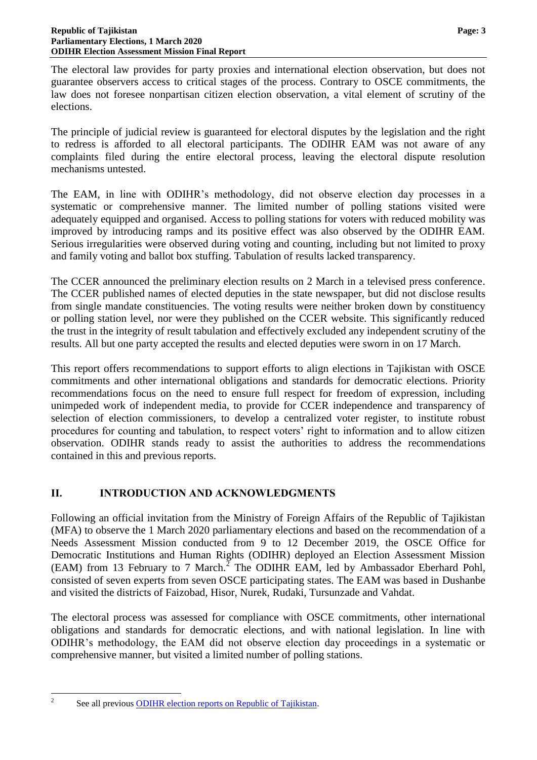The electoral law provides for party proxies and international election observation, but does not guarantee observers access to critical stages of the process. Contrary to OSCE commitments, the law does not foresee nonpartisan citizen election observation, a vital element of scrutiny of the elections.

The principle of judicial review is guaranteed for electoral disputes by the legislation and the right to redress is afforded to all electoral participants. The ODIHR EAM was not aware of any complaints filed during the entire electoral process, leaving the electoral dispute resolution mechanisms untested.

The EAM, in line with ODIHR's methodology, did not observe election day processes in a systematic or comprehensive manner. The limited number of polling stations visited were adequately equipped and organised. Access to polling stations for voters with reduced mobility was improved by introducing ramps and its positive effect was also observed by the ODIHR EAM. Serious irregularities were observed during voting and counting, including but not limited to proxy and family voting and ballot box stuffing. Tabulation of results lacked transparency.

The CCER announced the preliminary election results on 2 March in a televised press conference. The CCER published names of elected deputies in the state newspaper, but did not disclose results from single mandate constituencies. The voting results were neither broken down by constituency or polling station level, nor were they published on the CCER website. This significantly reduced the trust in the integrity of result tabulation and effectively excluded any independent scrutiny of the results. All but one party accepted the results and elected deputies were sworn in on 17 March.

This report offers recommendations to support efforts to align elections in Tajikistan with OSCE commitments and other international obligations and standards for democratic elections. Priority recommendations focus on the need to ensure full respect for freedom of expression, including unimpeded work of independent media, to provide for CCER independence and transparency of selection of election commissioners, to develop a centralized voter register, to institute robust procedures for counting and tabulation, to respect voters' right to information and to allow citizen observation. ODIHR stands ready to assist the authorities to address the recommendations contained in this and previous reports.

## II. INTRODUCTION AND ACKNOWLEDGMENTS

Following an official invitation from the Ministry of Foreign Affairs of the Republic of Tajikistan (MFA) to observe the 1 March 2020 parliamentary elections and based on the recommendation of a Needs Assessment Mission conducted from 9 to 12 December 2019, the OSCE Office for Democratic Institutions and Human Rights (ODIHR) deployed an Election Assessment Mission (EAM) from 13 February to 7 March.[2] The ODIHR EAM, led by Ambassador Eberhard Pohl, consisted of seven experts from seven OSCE participating states. The EAM was based in Dushanbe and visited the districts of Faizobad, Hisor, Nurek, Rudaki, Tursunzade and Vahdat.

The electoral process was assessed for compliance with OSCE commitments, other international obligations and standards for democratic elections, and with national legislation. In line with ODIHR's methodology, the EAM did not observe election day proceedings in a systematic or comprehensive manner, but visited a limited number of polling stations.

---

[2] See all previous ODIHR election reports on Republic of Tajikistan.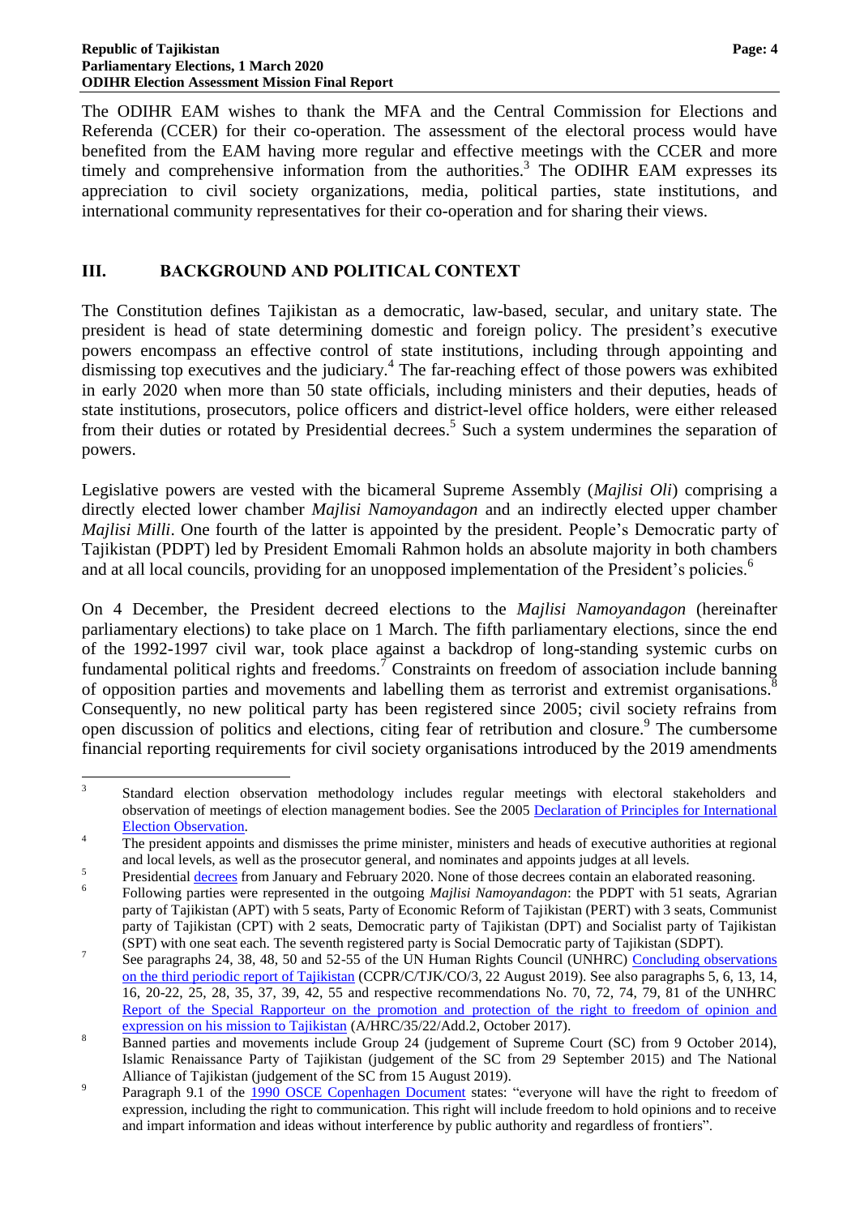The ODIHR EAM wishes to thank the MFA and the Central Commission for Elections and Referenda (CCER) for their co-operation. The assessment of the electoral process would have benefited from the EAM having more regular and effective meetings with the CCER and more timely and comprehensive information from the authorities.[3] The ODIHR EAM expresses its appreciation to civil society organizations, media, political parties, state institutions, and international community representatives for their co-operation and for sharing their views.

## III. BACKGROUND AND POLITICAL CONTEXT

The Constitution defines Tajikistan as a democratic, law-based, secular, and unitary state. The president is head of state determining domestic and foreign policy. The president's executive powers encompass an effective control of state institutions, including through appointing and dismissing top executives and the judiciary.[4] The far-reaching effect of those powers was exhibited in early 2020 when more than 50 state officials, including ministers and their deputies, heads of state institutions, prosecutors, police officers and district-level office holders, were either released from their duties or rotated by Presidential decrees.[5] Such a system undermines the separation of powers.

Legislative powers are vested with the bicameral Supreme Assembly (*Majlisi Oli*) comprising a directly elected lower chamber *Majlisi Namoyandagon* and an indirectly elected upper chamber *Majlisi Milli*. One fourth of the latter is appointed by the president. People's Democratic party of Tajikistan (PDPT) led by President Emomali Rahmon holds an absolute majority in both chambers and at all local councils, providing for an unopposed implementation of the President's policies.[6]

On 4 December, the President decreed elections to the *Majlisi Namoyandagon* (hereinafter parliamentary elections) to take place on 1 March. The fifth parliamentary elections, since the end of the 1992-1997 civil war, took place against a backdrop of long-standing systemic curbs on fundamental political rights and freedoms.[7] Constraints on freedom of association include banning of opposition parties and movements and labelling them as terrorist and extremist organisations.[8] Consequently, no new political party has been registered since 2005; civil society refrains from open discussion of politics and elections, citing fear of retribution and closure.[9] The cumbersome financial reporting requirements for civil society organisations introduced by the 2019 amendments

---

[3] Standard election observation methodology includes regular meetings with electoral stakeholders and observation of meetings of election management bodies. See the 2005 Declaration of Principles for International Election Observation.

[4] The president appoints and dismisses the prime minister, ministers and heads of executive authorities at regional and local levels, as well as the prosecutor general, and nominates and appoints judges at all levels.

[5] Presidential decrees from January and February 2020. None of those decrees contain an elaborated reasoning.

[6] Following parties were represented in the outgoing *Majlisi Namoyandagon*: the PDPT with 51 seats, Agrarian party of Tajikistan (APT) with 5 seats, Party of Economic Reform of Tajikistan (PERT) with 3 seats, Communist party of Tajikistan (CPT) with 2 seats, Democratic party of Tajikistan (DPT) and Socialist party of Tajikistan (SPT) with one seat each. The seventh registered party is Social Democratic party of Tajikistan (SDPT).

[7] See paragraphs 24, 38, 48, 50 and 52-55 of the UN Human Rights Council (UNHRC) Concluding observations on the third periodic report of Tajikistan (CCPR/C/TJK/CO/3, 22 August 2019). See also paragraphs 5, 6, 13, 14, 16, 20-22, 25, 28, 35, 37, 39, 42, 55 and respective recommendations No. 70, 72, 74, 79, 81 of the UNHRC Report of the Special Rapporteur on the promotion and protection of the right to freedom of opinion and expression on his mission to Tajikistan (A/HRC/35/22/Add.2, October 2017).

[8] Banned parties and movements include Group 24 (judgement of Supreme Court (SC) from 9 October 2014), Islamic Renaissance Party of Tajikistan (judgement of the SC from 29 September 2015) and The National Alliance of Tajikistan (judgement of the SC from 15 August 2019).

[9] Paragraph 9.1 of the 1990 OSCE Copenhagen Document states: "everyone will have the right to freedom of expression, including the right to communication. This right will include freedom to hold opinions and to receive and impart information and ideas without interference by public authority and regardless of frontiers".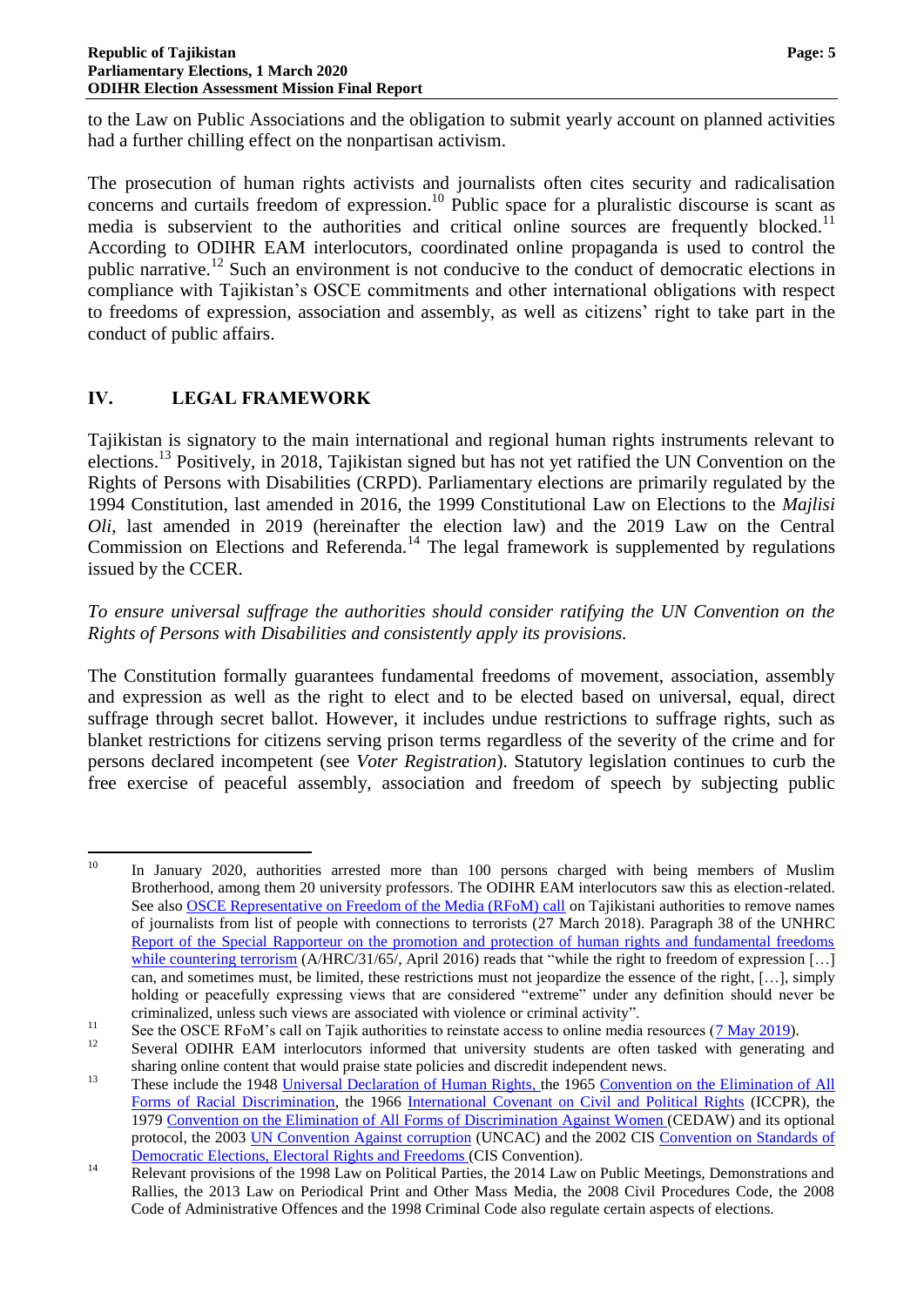to the Law on Public Associations and the obligation to submit yearly account on planned activities had a further chilling effect on the nonpartisan activism.

The prosecution of human rights activists and journalists often cites security and radicalisation concerns and curtails freedom of expression.[10] Public space for a pluralistic discourse is scant as media is subservient to the authorities and critical online sources are frequently blocked.[11] According to ODIHR EAM interlocutors, coordinated online propaganda is used to control the public narrative.[12] Such an environment is not conducive to the conduct of democratic elections in compliance with Tajikistan's OSCE commitments and other international obligations with respect to freedoms of expression, association and assembly, as well as citizens' right to take part in the conduct of public affairs.

## IV. LEGAL FRAMEWORK

Tajikistan is signatory to the main international and regional human rights instruments relevant to elections.[13] Positively, in 2018, Tajikistan signed but has not yet ratified the UN Convention on the Rights of Persons with Disabilities (CRPD). Parliamentary elections are primarily regulated by the 1994 Constitution, last amended in 2016, the 1999 Constitutional Law on Elections to the *Majlisi Oli*, last amended in 2019 (hereinafter the election law) and the 2019 Law on the Central Commission on Elections and Referenda.[14] The legal framework is supplemented by regulations issued by the CCER.

*To ensure universal suffrage the authorities should consider ratifying the UN Convention on the Rights of Persons with Disabilities and consistently apply its provisions.*

The Constitution formally guarantees fundamental freedoms of movement, association, assembly and expression as well as the right to elect and to be elected based on universal, equal, direct suffrage through secret ballot. However, it includes undue restrictions to suffrage rights, such as blanket restrictions for citizens serving prison terms regardless of the severity of the crime and for persons declared incompetent (see *Voter Registration*). Statutory legislation continues to curb the free exercise of peaceful assembly, association and freedom of speech by subjecting public

---

[10] In January 2020, authorities arrested more than 100 persons charged with being members of Muslim Brotherhood, among them 20 university professors. The ODIHR EAM interlocutors saw this as election-related. See also OSCE Representative on Freedom of the Media (RFoM) call on Tajikistani authorities to remove names of journalists from list of people with connections to terrorists (27 March 2018). Paragraph 38 of the UNHRC Report of the Special Rapporteur on the promotion and protection of human rights and fundamental freedoms while countering terrorism (A/HRC/31/65/, April 2016) reads that "while the right to freedom of expression […] can, and sometimes must, be limited, these restrictions must not jeopardize the essence of the right, […], simply holding or peacefully expressing views that are considered "extreme" under any definition should never be criminalized, unless such views are associated with violence or criminal activity".

[11] See the OSCE RFoM's call on Tajik authorities to reinstate access to online media resources (7 May 2019).

[12] Several ODIHR EAM interlocutors informed that university students are often tasked with generating and sharing online content that would praise state policies and discredit independent news.

[13] These include the 1948 Universal Declaration of Human Rights, the 1965 Convention on the Elimination of All Forms of Racial Discrimination, the 1966 International Covenant on Civil and Political Rights (ICCPR), the 1979 Convention on the Elimination of All Forms of Discrimination Against Women (CEDAW) and its optional protocol, the 2003 UN Convention Against corruption (UNCAC) and the 2002 CIS Convention on Standards of Democratic Elections, Electoral Rights and Freedoms (CIS Convention).

[14] Relevant provisions of the 1998 Law on Political Parties, the 2014 Law on Public Meetings, Demonstrations and Rallies, the 2013 Law on Periodical Print and Other Mass Media, the 2008 Civil Procedures Code, the 2008 Code of Administrative Offences and the 1998 Criminal Code also regulate certain aspects of elections.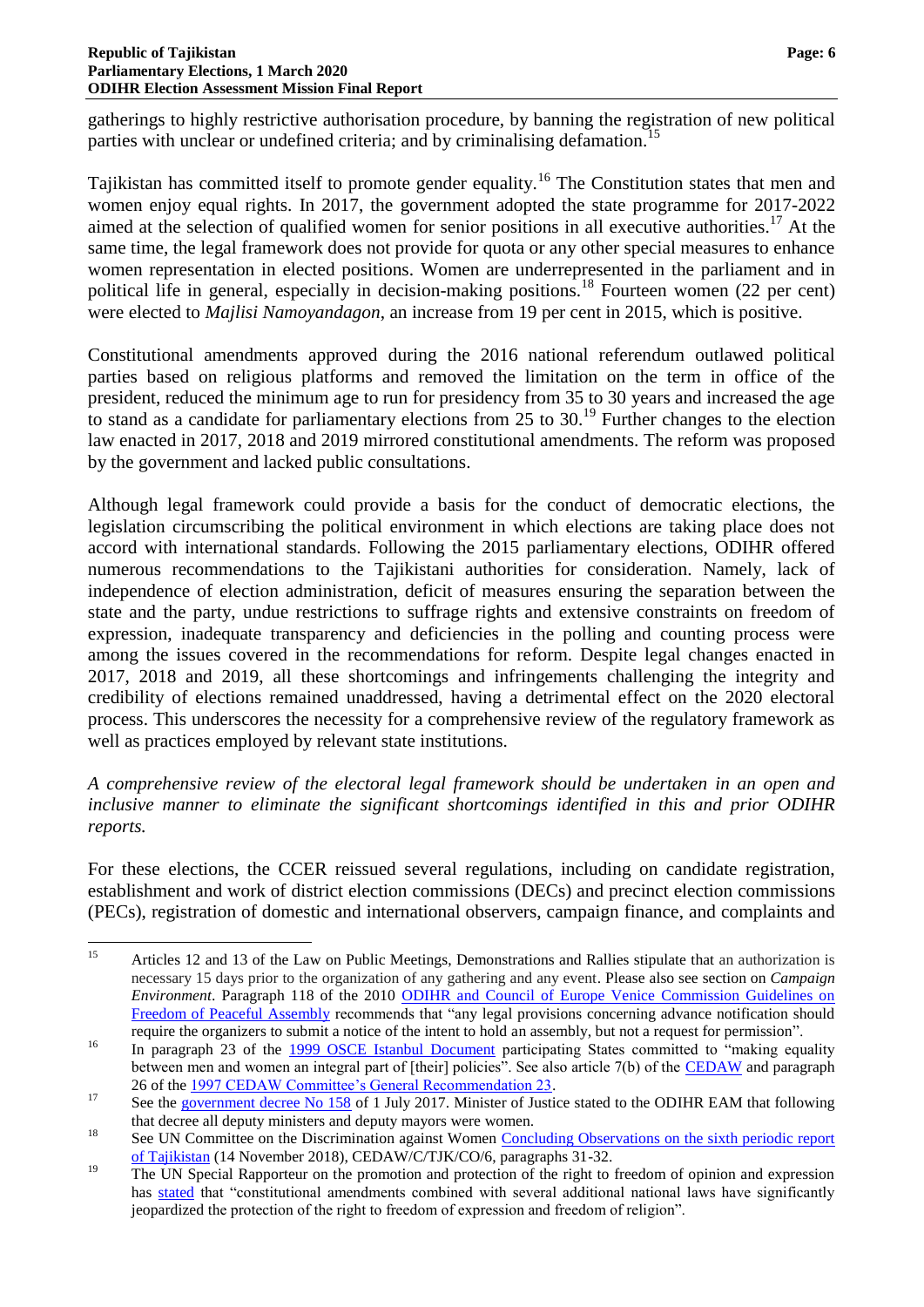gatherings to highly restrictive authorisation procedure, by banning the registration of new political parties with unclear or undefined criteria; and by criminalising defamation.[15]

Tajikistan has committed itself to promote gender equality.[16] The Constitution states that men and women enjoy equal rights. In 2017, the government adopted the state programme for 2017-2022 aimed at the selection of qualified women for senior positions in all executive authorities.[17] At the same time, the legal framework does not provide for quota or any other special measures to enhance women representation in elected positions. Women are underrepresented in the parliament and in political life in general, especially in decision-making positions.[18] Fourteen women (22 per cent) were elected to *Majlisi Namoyandagon*, an increase from 19 per cent in 2015, which is positive.

Constitutional amendments approved during the 2016 national referendum outlawed political parties based on religious platforms and removed the limitation on the term in office of the president, reduced the minimum age to run for presidency from 35 to 30 years and increased the age to stand as a candidate for parliamentary elections from 25 to 30.[19] Further changes to the election law enacted in 2017, 2018 and 2019 mirrored constitutional amendments. The reform was proposed by the government and lacked public consultations.

Although legal framework could provide a basis for the conduct of democratic elections, the legislation circumscribing the political environment in which elections are taking place does not accord with international standards. Following the 2015 parliamentary elections, ODIHR offered numerous recommendations to the Tajikistani authorities for consideration. Namely, lack of independence of election administration, deficit of measures ensuring the separation between the state and the party, undue restrictions to suffrage rights and extensive constraints on freedom of expression, inadequate transparency and deficiencies in the polling and counting process were among the issues covered in the recommendations for reform. Despite legal changes enacted in 2017, 2018 and 2019, all these shortcomings and infringements challenging the integrity and credibility of elections remained unaddressed, having a detrimental effect on the 2020 electoral process. This underscores the necessity for a comprehensive review of the regulatory framework as well as practices employed by relevant state institutions.

*A comprehensive review of the electoral legal framework should be undertaken in an open and inclusive manner to eliminate the significant shortcomings identified in this and prior ODIHR reports.*

For these elections, the CCER reissued several regulations, including on candidate registration, establishment and work of district election commissions (DECs) and precinct election commissions (PECs), registration of domestic and international observers, campaign finance, and complaints and

---

[15] Articles 12 and 13 of the Law on Public Meetings, Demonstrations and Rallies stipulate that an authorization is necessary 15 days prior to the organization of any gathering and any event. Please also see section on *Campaign Environment*. Paragraph 118 of the 2010 ODIHR and Council of Europe Venice Commission Guidelines on Freedom of Peaceful Assembly recommends that "any legal provisions concerning advance notification should require the organizers to submit a notice of the intent to hold an assembly, but not a request for permission".

[16] In paragraph 23 of the 1999 OSCE Istanbul Document participating States committed to "making equality between men and women an integral part of [their] policies". See also article 7(b) of the CEDAW and paragraph 26 of the 1997 CEDAW Committee's General Recommendation 23.

[17] See the government decree No 158 of 1 July 2017. Minister of Justice stated to the ODIHR EAM that following that decree all deputy ministers and deputy mayors were women.

[18] See UN Committee on the Discrimination against Women Concluding Observations on the sixth periodic report of Tajikistan (14 November 2018), CEDAW/C/TJK/CO/6, paragraphs 31-32.

[19] The UN Special Rapporteur on the promotion and protection of the right to freedom of opinion and expression has stated that "constitutional amendments combined with several additional national laws have significantly jeopardized the protection of the right to freedom of expression and freedom of religion".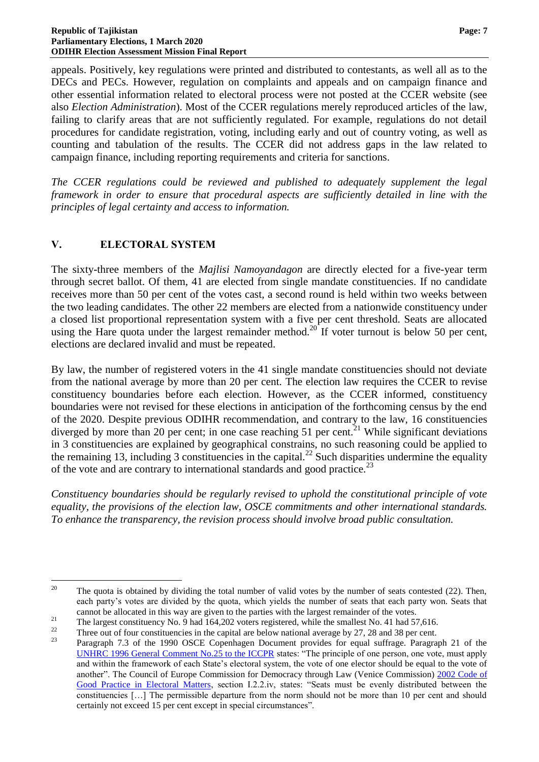appeals. Positively, key regulations were printed and distributed to contestants, as well all as to the DECs and PECs. However, regulation on complaints and appeals and on campaign finance and other essential information related to electoral process were not posted at the CCER website (see also *Election Administration*). Most of the CCER regulations merely reproduced articles of the law, failing to clarify areas that are not sufficiently regulated. For example, regulations do not detail procedures for candidate registration, voting, including early and out of country voting, as well as counting and tabulation of the results. The CCER did not address gaps in the law related to campaign finance, including reporting requirements and criteria for sanctions.

*The CCER regulations could be reviewed and published to adequately supplement the legal framework in order to ensure that procedural aspects are sufficiently detailed in line with the principles of legal certainty and access to information.*

## V. ELECTORAL SYSTEM

The sixty-three members of the *Majlisi Namoyandagon* are directly elected for a five-year term through secret ballot. Of them, 41 are elected from single mandate constituencies. If no candidate receives more than 50 per cent of the votes cast, a second round is held within two weeks between the two leading candidates. The other 22 members are elected from a nationwide constituency under a closed list proportional representation system with a five per cent threshold. Seats are allocated using the Hare quota under the largest remainder method.[20] If voter turnout is below 50 per cent, elections are declared invalid and must be repeated.

By law, the number of registered voters in the 41 single mandate constituencies should not deviate from the national average by more than 20 per cent. The election law requires the CCER to revise constituency boundaries before each election. However, as the CCER informed, constituency boundaries were not revised for these elections in anticipation of the forthcoming census by the end of the 2020. Despite previous ODIHR recommendation, and contrary to the law, 16 constituencies diverged by more than 20 per cent; in one case reaching 51 per cent.[21] While significant deviations in 3 constituencies are explained by geographical constrains, no such reasoning could be applied to the remaining 13, including 3 constituencies in the capital.[22] Such disparities undermine the equality of the vote and are contrary to international standards and good practice.[23]

*Constituency boundaries should be regularly revised to uphold the constitutional principle of vote equality, the provisions of the election law, OSCE commitments and other international standards. To enhance the transparency, the revision process should involve broad public consultation.*

---

[20] The quota is obtained by dividing the total number of valid votes by the number of seats contested (22). Then, each party's votes are divided by the quota, which yields the number of seats that each party won. Seats that cannot be allocated in this way are given to the parties with the largest remainder of the votes.

[21] The largest constituency No. 9 had 164,202 voters registered, while the smallest No. 41 had 57,616.

[22] Three out of four constituencies in the capital are below national average by 27, 28 and 38 per cent.

[23] Paragraph 7.3 of the 1990 OSCE Copenhagen Document provides for equal suffrage. Paragraph 21 of the UNHRC 1996 General Comment No.25 to the ICCPR states: "The principle of one person, one vote, must apply and within the framework of each State's electoral system, the vote of one elector should be equal to the vote of another". The Council of Europe Commission for Democracy through Law (Venice Commission) 2002 Code of Good Practice in Electoral Matters, section I.2.2.iv, states: "Seats must be evenly distributed between the constituencies […] The permissible departure from the norm should not be more than 10 per cent and should certainly not exceed 15 per cent except in special circumstances".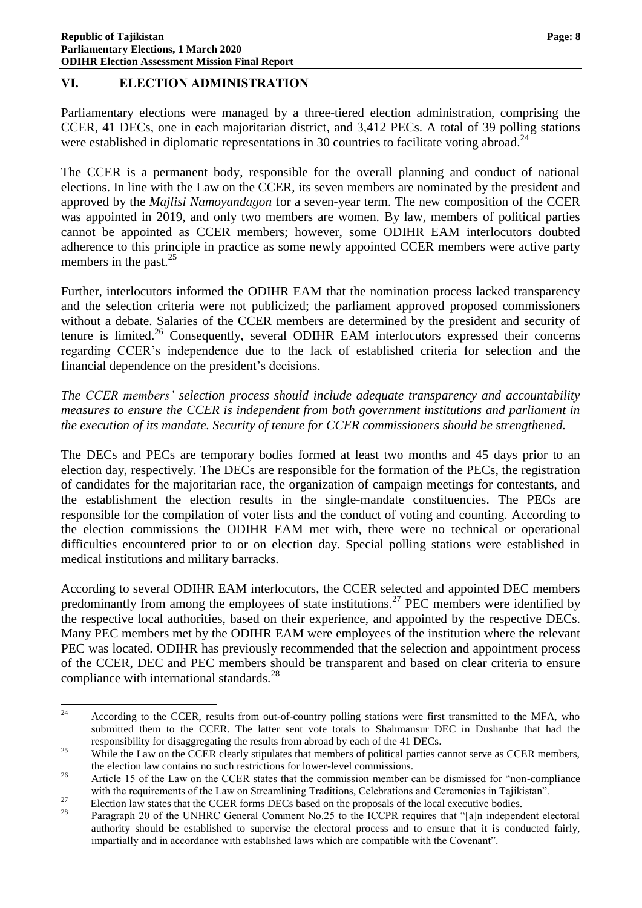## VI. ELECTION ADMINISTRATION

Parliamentary elections were managed by a three-tiered election administration, comprising the CCER, 41 DECs, one in each majoritarian district, and 3,412 PECs. A total of 39 polling stations were established in diplomatic representations in 30 countries to facilitate voting abroad.[24]

The CCER is a permanent body, responsible for the overall planning and conduct of national elections. In line with the Law on the CCER, its seven members are nominated by the president and approved by the *Majlisi Namoyandagon* for a seven-year term. The new composition of the CCER was appointed in 2019, and only two members are women. By law, members of political parties cannot be appointed as CCER members; however, some ODIHR EAM interlocutors doubted adherence to this principle in practice as some newly appointed CCER members were active party members in the past.[25]

Further, interlocutors informed the ODIHR EAM that the nomination process lacked transparency and the selection criteria were not publicized; the parliament approved proposed commissioners without a debate. Salaries of the CCER members are determined by the president and security of tenure is limited.[26] Consequently, several ODIHR EAM interlocutors expressed their concerns regarding CCER's independence due to the lack of established criteria for selection and the financial dependence on the president's decisions.

*The CCER members' selection process should include adequate transparency and accountability measures to ensure the CCER is independent from both government institutions and parliament in the execution of its mandate. Security of tenure for CCER commissioners should be strengthened.*

The DECs and PECs are temporary bodies formed at least two months and 45 days prior to an election day, respectively. The DECs are responsible for the formation of the PECs, the registration of candidates for the majoritarian race, the organization of campaign meetings for contestants, and the establishment the election results in the single-mandate constituencies. The PECs are responsible for the compilation of voter lists and the conduct of voting and counting. According to the election commissions the ODIHR EAM met with, there were no technical or operational difficulties encountered prior to or on election day. Special polling stations were established in medical institutions and military barracks.

According to several ODIHR EAM interlocutors, the CCER selected and appointed DEC members predominantly from among the employees of state institutions.[27] PEC members were identified by the respective local authorities, based on their experience, and appointed by the respective DECs. Many PEC members met by the ODIHR EAM were employees of the institution where the relevant PEC was located. ODIHR has previously recommended that the selection and appointment process of the CCER, DEC and PEC members should be transparent and based on clear criteria to ensure compliance with international standards.[28]

---

[24] According to the CCER, results from out-of-country polling stations were first transmitted to the MFA, who submitted them to the CCER. The latter sent vote totals to Shahmansur DEC in Dushanbe that had the responsibility for disaggregating the results from abroad by each of the 41 DECs.

[25] While the Law on the CCER clearly stipulates that members of political parties cannot serve as CCER members, the election law contains no such restrictions for lower-level commissions.

[26] Article 15 of the Law on the CCER states that the commission member can be dismissed for "non-compliance with the requirements of the Law on Streamlining Traditions, Celebrations and Ceremonies in Tajikistan".

[27] Election law states that the CCER forms DECs based on the proposals of the local executive bodies.

[28] Paragraph 20 of the UNHRC General Comment No.25 to the ICCPR requires that "[a]n independent electoral authority should be established to supervise the electoral process and to ensure that it is conducted fairly, impartially and in accordance with established laws which are compatible with the Covenant".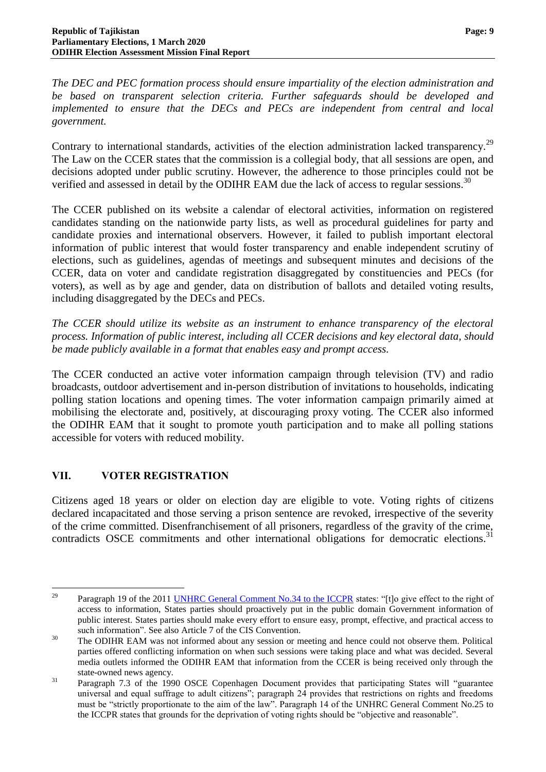*The DEC and PEC formation process should ensure impartiality of the election administration and be based on transparent selection criteria. Further safeguards should be developed and implemented to ensure that the DECs and PECs are independent from central and local government.*

Contrary to international standards, activities of the election administration lacked transparency.[29] The Law on the CCER states that the commission is a collegial body, that all sessions are open, and decisions adopted under public scrutiny. However, the adherence to those principles could not be verified and assessed in detail by the ODIHR EAM due the lack of access to regular sessions.[30]

The CCER published on its website a calendar of electoral activities, information on registered candidates standing on the nationwide party lists, as well as procedural guidelines for party and candidate proxies and international observers. However, it failed to publish important electoral information of public interest that would foster transparency and enable independent scrutiny of elections, such as guidelines, agendas of meetings and subsequent minutes and decisions of the CCER, data on voter and candidate registration disaggregated by constituencies and PECs (for voters), as well as by age and gender, data on distribution of ballots and detailed voting results, including disaggregated by the DECs and PECs.

*The CCER should utilize its website as an instrument to enhance transparency of the electoral process. Information of public interest, including all CCER decisions and key electoral data, should be made publicly available in a format that enables easy and prompt access.*

The CCER conducted an active voter information campaign through television (TV) and radio broadcasts, outdoor advertisement and in-person distribution of invitations to households, indicating polling station locations and opening times. The voter information campaign primarily aimed at mobilising the electorate and, positively, at discouraging proxy voting. The CCER also informed the ODIHR EAM that it sought to promote youth participation and to make all polling stations accessible for voters with reduced mobility.

## VII. VOTER REGISTRATION

Citizens aged 18 years or older on election day are eligible to vote. Voting rights of citizens declared incapacitated and those serving a prison sentence are revoked, irrespective of the severity of the crime committed. Disenfranchisement of all prisoners, regardless of the gravity of the crime, contradicts OSCE commitments and other international obligations for democratic elections.[31]

---

[29] Paragraph 19 of the 2011 UNHRC General Comment No.34 to the ICCPR states: "[t]o give effect to the right of access to information, States parties should proactively put in the public domain Government information of public interest. States parties should make every effort to ensure easy, prompt, effective, and practical access to such information". See also Article 7 of the CIS Convention.

[30] The ODIHR EAM was not informed about any session or meeting and hence could not observe them. Political parties offered conflicting information on when such sessions were taking place and what was decided. Several media outlets informed the ODIHR EAM that information from the CCER is being received only through the state-owned news agency.

[31] Paragraph 7.3 of the 1990 OSCE Copenhagen Document provides that participating States will "guarantee universal and equal suffrage to adult citizens"; paragraph 24 provides that restrictions on rights and freedoms must be "strictly proportionate to the aim of the law". Paragraph 14 of the UNHRC General Comment No.25 to the ICCPR states that grounds for the deprivation of voting rights should be "objective and reasonable".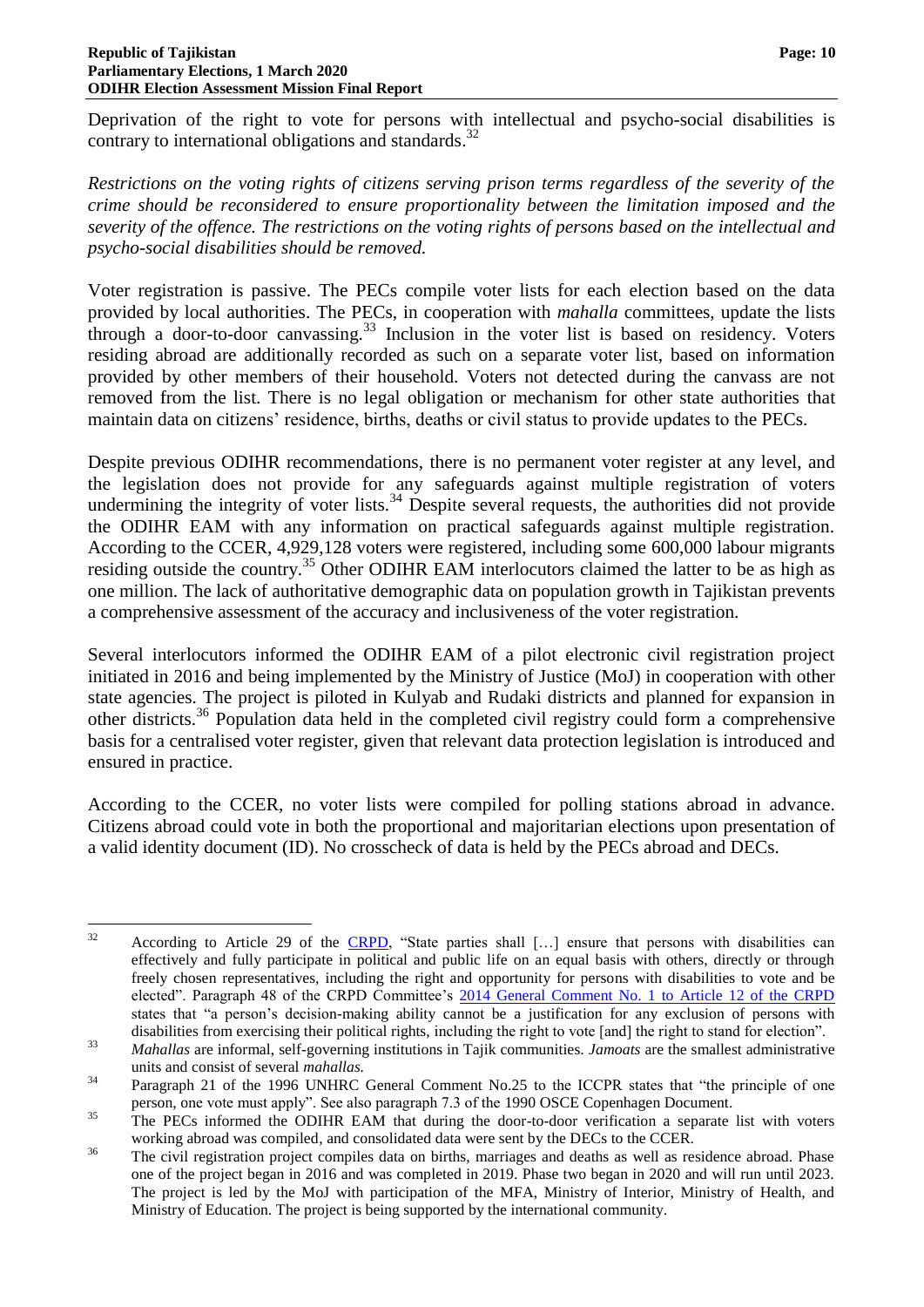Deprivation of the right to vote for persons with intellectual and psycho-social disabilities is contrary to international obligations and standards.[32]

*Restrictions on the voting rights of citizens serving prison terms regardless of the severity of the crime should be reconsidered to ensure proportionality between the limitation imposed and the severity of the offence. The restrictions on the voting rights of persons based on the intellectual and psycho-social disabilities should be removed.*

Voter registration is passive. The PECs compile voter lists for each election based on the data provided by local authorities. The PECs, in cooperation with *mahalla* committees, update the lists through a door-to-door canvassing.[33] Inclusion in the voter list is based on residency. Voters residing abroad are additionally recorded as such on a separate voter list, based on information provided by other members of their household. Voters not detected during the canvass are not removed from the list. There is no legal obligation or mechanism for other state authorities that maintain data on citizens' residence, births, deaths or civil status to provide updates to the PECs.

Despite previous ODIHR recommendations, there is no permanent voter register at any level, and the legislation does not provide for any safeguards against multiple registration of voters undermining the integrity of voter lists.[34] Despite several requests, the authorities did not provide the ODIHR EAM with any information on practical safeguards against multiple registration. According to the CCER, 4,929,128 voters were registered, including some 600,000 labour migrants residing outside the country.[35] Other ODIHR EAM interlocutors claimed the latter to be as high as one million. The lack of authoritative demographic data on population growth in Tajikistan prevents a comprehensive assessment of the accuracy and inclusiveness of the voter registration.

Several interlocutors informed the ODIHR EAM of a pilot electronic civil registration project initiated in 2016 and being implemented by the Ministry of Justice (MoJ) in cooperation with other state agencies. The project is piloted in Kulyab and Rudaki districts and planned for expansion in other districts.[36] Population data held in the completed civil registry could form a comprehensive basis for a centralised voter register, given that relevant data protection legislation is introduced and ensured in practice.

According to the CCER, no voter lists were compiled for polling stations abroad in advance. Citizens abroad could vote in both the proportional and majoritarian elections upon presentation of a valid identity document (ID). No crosscheck of data is held by the PECs abroad and DECs.

---

[32] According to Article 29 of the CRPD, "State parties shall […] ensure that persons with disabilities can effectively and fully participate in political and public life on an equal basis with others, directly or through freely chosen representatives, including the right and opportunity for persons with disabilities to vote and be elected". Paragraph 48 of the CRPD Committee's 2014 General Comment No. 1 to Article 12 of the CRPD states that "a person's decision-making ability cannot be a justification for any exclusion of persons with disabilities from exercising their political rights, including the right to vote [and] the right to stand for election".

[33] *Mahallas* are informal, self-governing institutions in Tajik communities. *Jamoats* are the smallest administrative units and consist of several *mahallas.*

[34] Paragraph 21 of the 1996 UNHRC General Comment No.25 to the ICCPR states that "the principle of one person, one vote must apply". See also paragraph 7.3 of the 1990 OSCE Copenhagen Document.

[35] The PECs informed the ODIHR EAM that during the door-to-door verification a separate list with voters working abroad was compiled, and consolidated data were sent by the DECs to the CCER.

[36] The civil registration project compiles data on births, marriages and deaths as well as residence abroad. Phase one of the project began in 2016 and was completed in 2019. Phase two began in 2020 and will run until 2023. The project is led by the MoJ with participation of the MFA, Ministry of Interior, Ministry of Health, and Ministry of Education. The project is being supported by the international community.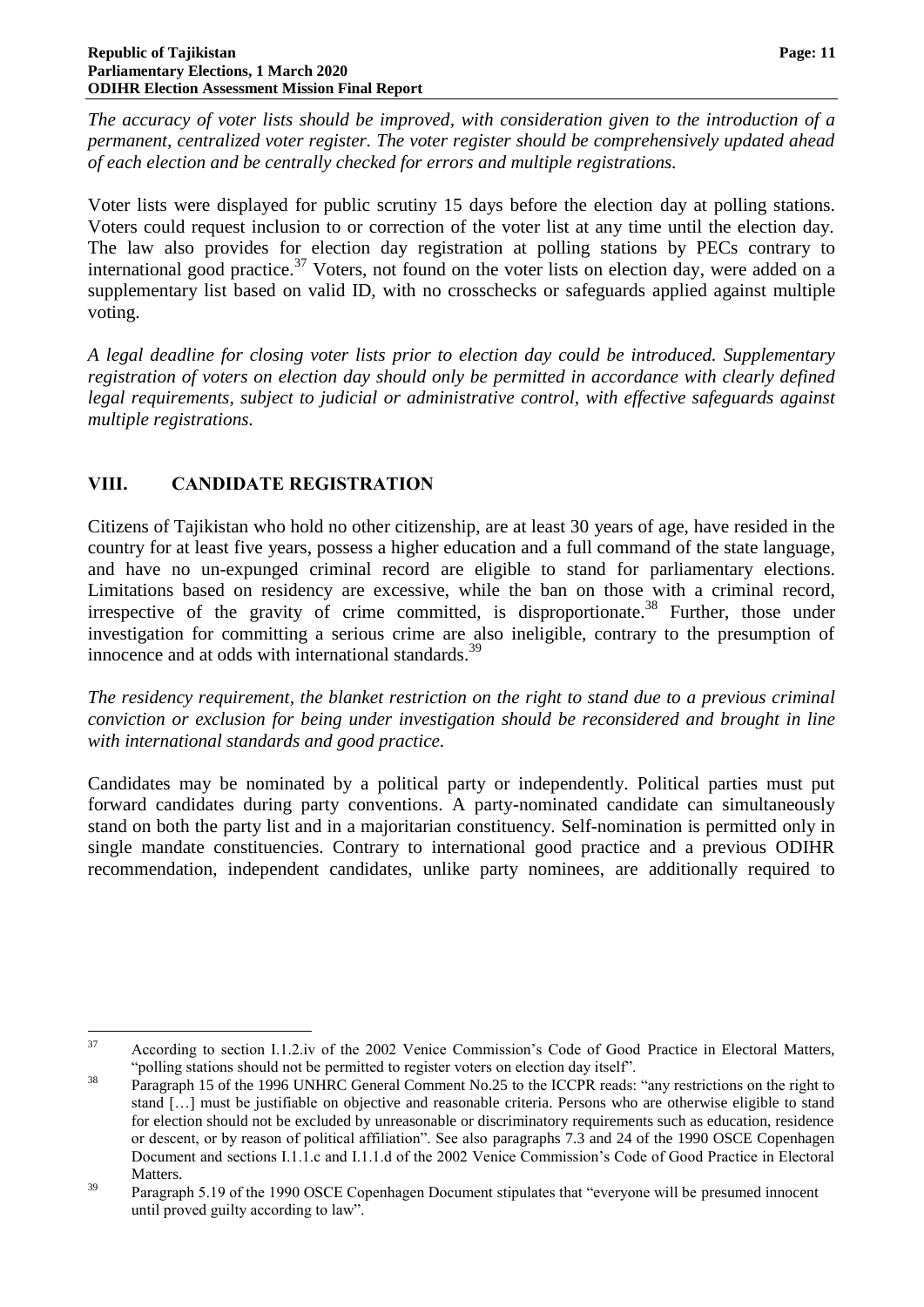*The accuracy of voter lists should be improved, with consideration given to the introduction of a permanent, centralized voter register. The voter register should be comprehensively updated ahead of each election and be centrally checked for errors and multiple registrations.*

Voter lists were displayed for public scrutiny 15 days before the election day at polling stations. Voters could request inclusion to or correction of the voter list at any time until the election day. The law also provides for election day registration at polling stations by PECs contrary to international good practice.[37] Voters, not found on the voter lists on election day, were added on a supplementary list based on valid ID, with no crosschecks or safeguards applied against multiple voting.

*A legal deadline for closing voter lists prior to election day could be introduced. Supplementary registration of voters on election day should only be permitted in accordance with clearly defined legal requirements, subject to judicial or administrative control, with effective safeguards against multiple registrations.*

## VIII. CANDIDATE REGISTRATION

Citizens of Tajikistan who hold no other citizenship, are at least 30 years of age, have resided in the country for at least five years, possess a higher education and a full command of the state language, and have no un-expunged criminal record are eligible to stand for parliamentary elections. Limitations based on residency are excessive, while the ban on those with a criminal record, irrespective of the gravity of crime committed, is disproportionate.[38] Further, those under investigation for committing a serious crime are also ineligible, contrary to the presumption of innocence and at odds with international standards.[39]

*The residency requirement, the blanket restriction on the right to stand due to a previous criminal conviction or exclusion for being under investigation should be reconsidered and brought in line with international standards and good practice.*

Candidates may be nominated by a political party or independently. Political parties must put forward candidates during party conventions. A party-nominated candidate can simultaneously stand on both the party list and in a majoritarian constituency. Self-nomination is permitted only in single mandate constituencies. Contrary to international good practice and a previous ODIHR recommendation, independent candidates, unlike party nominees, are additionally required to

---

[37] According to section I.1.2.iv of the 2002 Venice Commission's Code of Good Practice in Electoral Matters, "polling stations should not be permitted to register voters on election day itself".

[38] Paragraph 15 of the 1996 UNHRC General Comment No.25 to the ICCPR reads: "any restrictions on the right to stand […] must be justifiable on objective and reasonable criteria. Persons who are otherwise eligible to stand for election should not be excluded by unreasonable or discriminatory requirements such as education, residence or descent, or by reason of political affiliation". See also paragraphs 7.3 and 24 of the 1990 OSCE Copenhagen Document and sections I.1.1.c and I.1.1.d of the 2002 Venice Commission's Code of Good Practice in Electoral Matters.

[39] Paragraph 5.19 of the 1990 OSCE Copenhagen Document stipulates that "everyone will be presumed innocent until proved guilty according to law".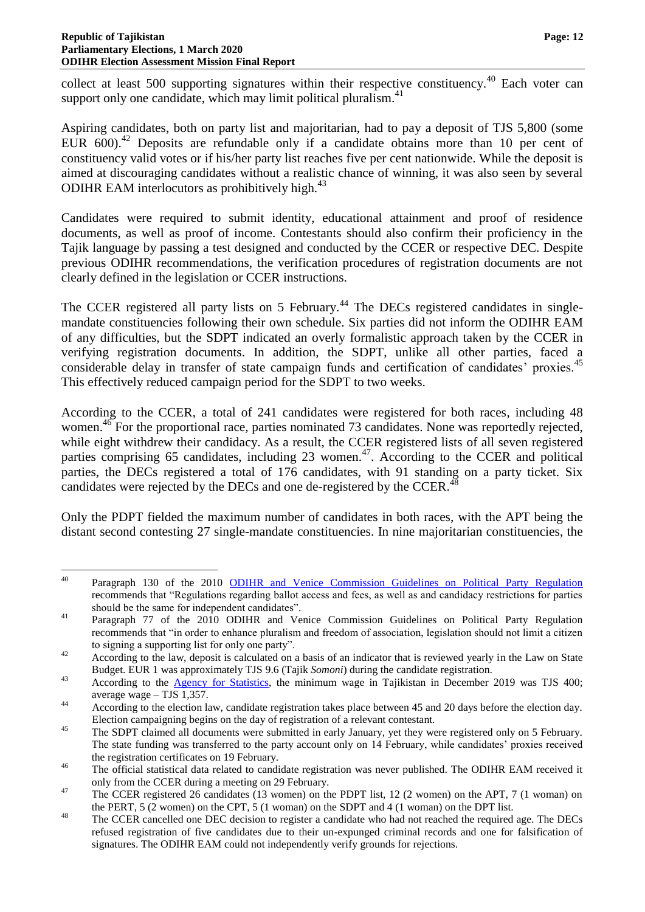collect at least 500 supporting signatures within their respective constituency.[40] Each voter can support only one candidate, which may limit political pluralism.[41]

Aspiring candidates, both on party list and majoritarian, had to pay a deposit of TJS 5,800 (some EUR 600).[42] Deposits are refundable only if a candidate obtains more than 10 per cent of constituency valid votes or if his/her party list reaches five per cent nationwide. While the deposit is aimed at discouraging candidates without a realistic chance of winning, it was also seen by several ODIHR EAM interlocutors as prohibitively high.[43]

Candidates were required to submit identity, educational attainment and proof of residence documents, as well as proof of income. Contestants should also confirm their proficiency in the Tajik language by passing a test designed and conducted by the CCER or respective DEC. Despite previous ODIHR recommendations, the verification procedures of registration documents are not clearly defined in the legislation or CCER instructions.

The CCER registered all party lists on 5 February.[44] The DECs registered candidates in single-mandate constituencies following their own schedule. Six parties did not inform the ODIHR EAM of any difficulties, but the SDPT indicated an overly formalistic approach taken by the CCER in verifying registration documents. In addition, the SDPT, unlike all other parties, faced a considerable delay in transfer of state campaign funds and certification of candidates' proxies.[45] This effectively reduced campaign period for the SDPT to two weeks.

According to the CCER, a total of 241 candidates were registered for both races, including 48 women.[46] For the proportional race, parties nominated 73 candidates. None was reportedly rejected, while eight withdrew their candidacy. As a result, the CCER registered lists of all seven registered parties comprising 65 candidates, including 23 women.[47]. According to the CCER and political parties, the DECs registered a total of 176 candidates, with 91 standing on a party ticket. Six candidates were rejected by the DECs and one de-registered by the CCER.[48]

Only the PDPT fielded the maximum number of candidates in both races, with the APT being the distant second contesting 27 single-mandate constituencies. In nine majoritarian constituencies, the

---

[40] Paragraph 130 of the 2010 ODIHR and Venice Commission Guidelines on Political Party Regulation recommends that "Regulations regarding ballot access and fees, as well as and candidacy restrictions for parties should be the same for independent candidates".

[41] Paragraph 77 of the 2010 ODIHR and Venice Commission Guidelines on Political Party Regulation recommends that "in order to enhance pluralism and freedom of association, legislation should not limit a citizen to signing a supporting list for only one party".

[42] According to the law, deposit is calculated on a basis of an indicator that is reviewed yearly in the Law on State Budget. EUR 1 was approximately TJS 9.6 (Tajik *Somoni*) during the candidate registration.

[43] According to the Agency for Statistics, the minimum wage in Tajikistan in December 2019 was TJS 400; average wage – TJS 1,357.

[44] According to the election law, candidate registration takes place between 45 and 20 days before the election day. Election campaigning begins on the day of registration of a relevant contestant.

[45] The SDPT claimed all documents were submitted in early January, yet they were registered only on 5 February. The state funding was transferred to the party account only on 14 February, while candidates' proxies received the registration certificates on 19 February.

[46] The official statistical data related to candidate registration was never published. The ODIHR EAM received it only from the CCER during a meeting on 29 February.

[47] The CCER registered 26 candidates (13 women) on the PDPT list, 12 (2 women) on the APT, 7 (1 woman) on the PERT, 5 (2 women) on the CPT, 5 (1 woman) on the SDPT and 4 (1 woman) on the DPT list.

[48] The CCER cancelled one DEC decision to register a candidate who had not reached the required age. The DECs refused registration of five candidates due to their un-expunged criminal records and one for falsification of signatures. The ODIHR EAM could not independently verify grounds for rejections.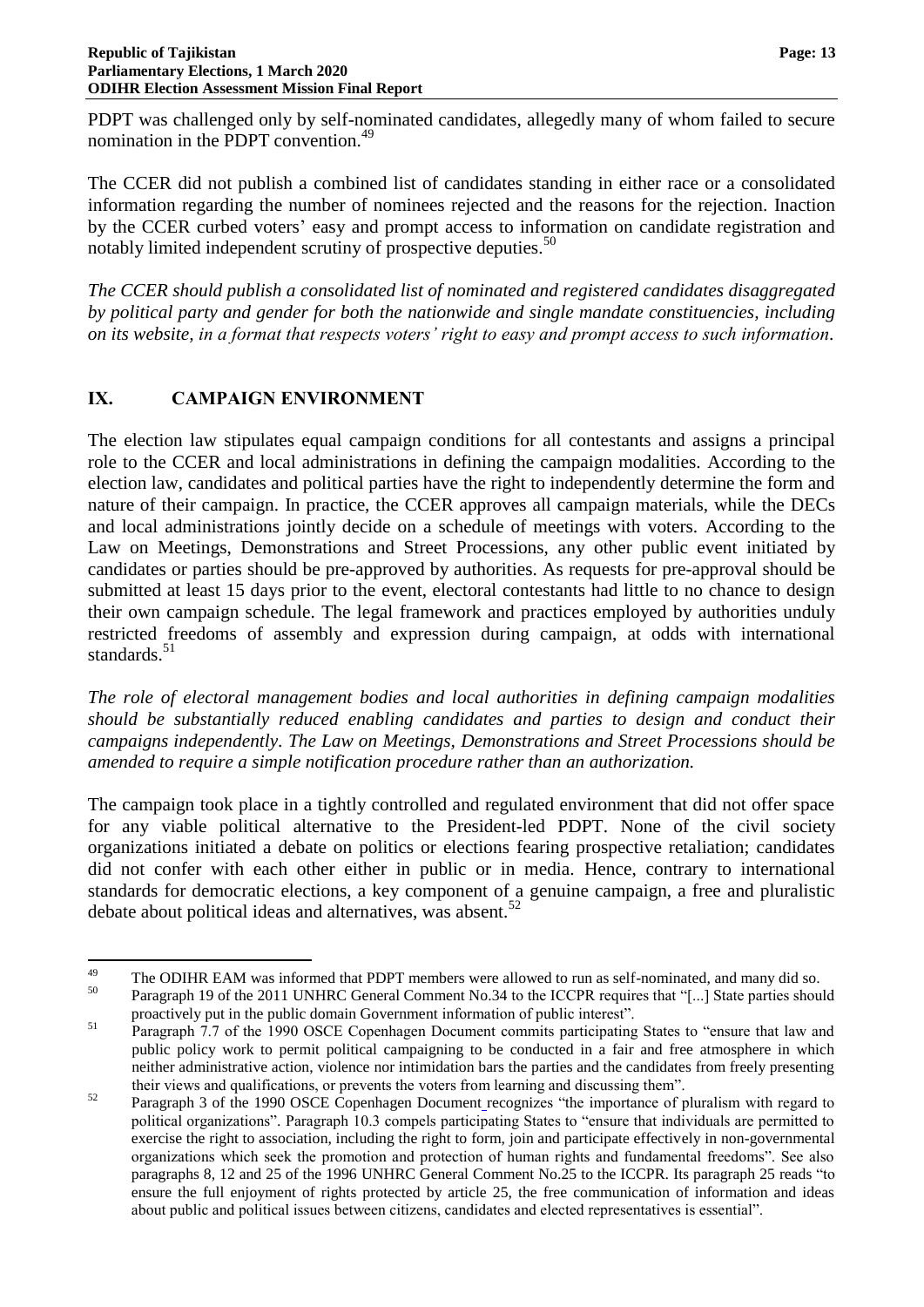PDPT was challenged only by self-nominated candidates, allegedly many of whom failed to secure nomination in the PDPT convention.[49]

The CCER did not publish a combined list of candidates standing in either race or a consolidated information regarding the number of nominees rejected and the reasons for the rejection. Inaction by the CCER curbed voters' easy and prompt access to information on candidate registration and notably limited independent scrutiny of prospective deputies.[50]

*The CCER should publish a consolidated list of nominated and registered candidates disaggregated by political party and gender for both the nationwide and single mandate constituencies, including on its website, in a format that respects voters' right to easy and prompt access to such information.*

## IX. CAMPAIGN ENVIRONMENT

The election law stipulates equal campaign conditions for all contestants and assigns a principal role to the CCER and local administrations in defining the campaign modalities. According to the election law, candidates and political parties have the right to independently determine the form and nature of their campaign. In practice, the CCER approves all campaign materials, while the DECs and local administrations jointly decide on a schedule of meetings with voters. According to the Law on Meetings, Demonstrations and Street Processions, any other public event initiated by candidates or parties should be pre-approved by authorities. As requests for pre-approval should be submitted at least 15 days prior to the event, electoral contestants had little to no chance to design their own campaign schedule. The legal framework and practices employed by authorities unduly restricted freedoms of assembly and expression during campaign, at odds with international standards.[51]

*The role of electoral management bodies and local authorities in defining campaign modalities should be substantially reduced enabling candidates and parties to design and conduct their campaigns independently. The Law on Meetings, Demonstrations and Street Processions should be amended to require a simple notification procedure rather than an authorization.*

The campaign took place in a tightly controlled and regulated environment that did not offer space for any viable political alternative to the President-led PDPT. None of the civil society organizations initiated a debate on politics or elections fearing prospective retaliation; candidates did not confer with each other either in public or in media. Hence, contrary to international standards for democratic elections, a key component of a genuine campaign, a free and pluralistic debate about political ideas and alternatives, was absent.[52]

---

[49] The ODIHR EAM was informed that PDPT members were allowed to run as self-nominated, and many did so.

[50] Paragraph 19 of the 2011 UNHRC General Comment No.34 to the ICCPR requires that "[...] State parties should proactively put in the public domain Government information of public interest".

[51] Paragraph 7.7 of the 1990 OSCE Copenhagen Document commits participating States to "ensure that law and public policy work to permit political campaigning to be conducted in a fair and free atmosphere in which neither administrative action, violence nor intimidation bars the parties and the candidates from freely presenting their views and qualifications, or prevents the voters from learning and discussing them".

[52] Paragraph 3 of the 1990 OSCE Copenhagen Document recognizes "the importance of pluralism with regard to political organizations". Paragraph 10.3 compels participating States to "ensure that individuals are permitted to exercise the right to association, including the right to form, join and participate effectively in non-governmental organizations which seek the promotion and protection of human rights and fundamental freedoms". See also paragraphs 8, 12 and 25 of the 1996 UNHRC General Comment No.25 to the ICCPR. Its paragraph 25 reads "to ensure the full enjoyment of rights protected by article 25, the free communication of information and ideas about public and political issues between citizens, candidates and elected representatives is essential".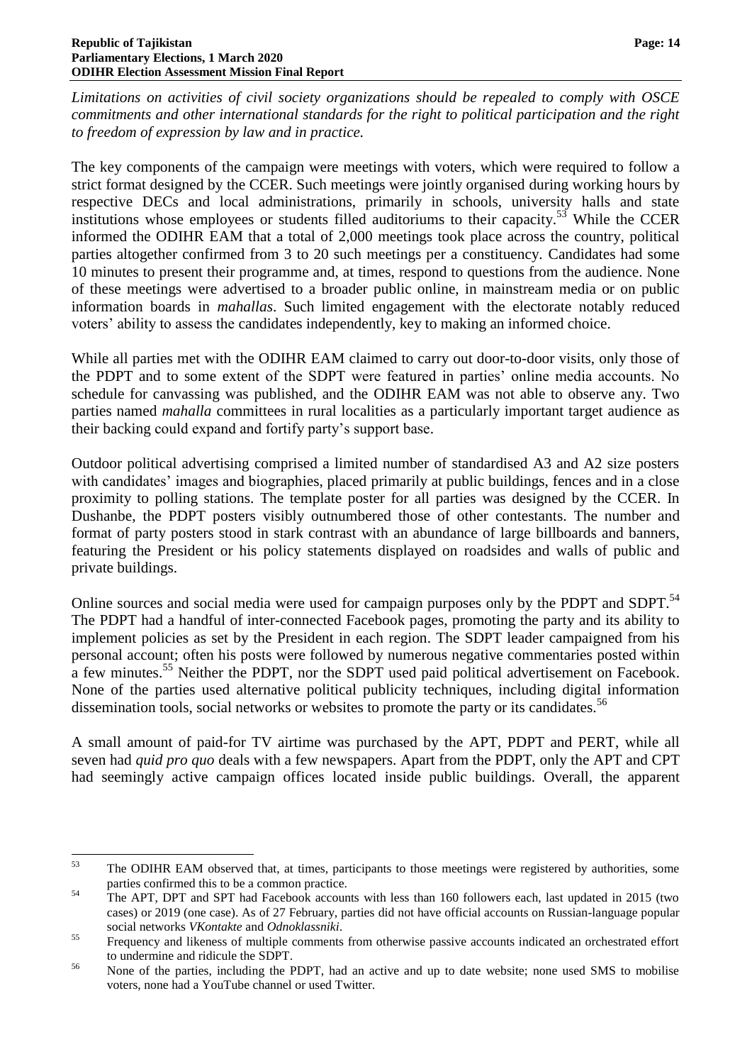*Limitations on activities of civil society organizations should be repealed to comply with OSCE commitments and other international standards for the right to political participation and the right to freedom of expression by law and in practice.*

The key components of the campaign were meetings with voters, which were required to follow a strict format designed by the CCER. Such meetings were jointly organised during working hours by respective DECs and local administrations, primarily in schools, university halls and state institutions whose employees or students filled auditoriums to their capacity.[53] While the CCER informed the ODIHR EAM that a total of 2,000 meetings took place across the country, political parties altogether confirmed from 3 to 20 such meetings per a constituency. Candidates had some 10 minutes to present their programme and, at times, respond to questions from the audience. None of these meetings were advertised to a broader public online, in mainstream media or on public information boards in *mahallas*. Such limited engagement with the electorate notably reduced voters' ability to assess the candidates independently, key to making an informed choice.

While all parties met with the ODIHR EAM claimed to carry out door-to-door visits, only those of the PDPT and to some extent of the SDPT were featured in parties' online media accounts. No schedule for canvassing was published, and the ODIHR EAM was not able to observe any. Two parties named *mahalla* committees in rural localities as a particularly important target audience as their backing could expand and fortify party's support base.

Outdoor political advertising comprised a limited number of standardised A3 and A2 size posters with candidates' images and biographies, placed primarily at public buildings, fences and in a close proximity to polling stations. The template poster for all parties was designed by the CCER. In Dushanbe, the PDPT posters visibly outnumbered those of other contestants. The number and format of party posters stood in stark contrast with an abundance of large billboards and banners, featuring the President or his policy statements displayed on roadsides and walls of public and private buildings.

Online sources and social media were used for campaign purposes only by the PDPT and SDPT.[54] The PDPT had a handful of inter-connected Facebook pages, promoting the party and its ability to implement policies as set by the President in each region. The SDPT leader campaigned from his personal account; often his posts were followed by numerous negative commentaries posted within a few minutes.[55] Neither the PDPT, nor the SDPT used paid political advertisement on Facebook. None of the parties used alternative political publicity techniques, including digital information dissemination tools, social networks or websites to promote the party or its candidates.[56]

A small amount of paid-for TV airtime was purchased by the APT, PDPT and PERT, while all seven had *quid pro quo* deals with a few newspapers. Apart from the PDPT, only the APT and CPT had seemingly active campaign offices located inside public buildings. Overall, the apparent

---

[53] The ODIHR EAM observed that, at times, participants to those meetings were registered by authorities, some parties confirmed this to be a common practice.

[54] The APT, DPT and SPT had Facebook accounts with less than 160 followers each, last updated in 2015 (two cases) or 2019 (one case). As of 27 February, parties did not have official accounts on Russian-language popular social networks *VKontakte* and *Odnoklassniki*.

[55] Frequency and likeness of multiple comments from otherwise passive accounts indicated an orchestrated effort to undermine and ridicule the SDPT.

[56] None of the parties, including the PDPT, had an active and up to date website; none used SMS to mobilise voters, none had a YouTube channel or used Twitter.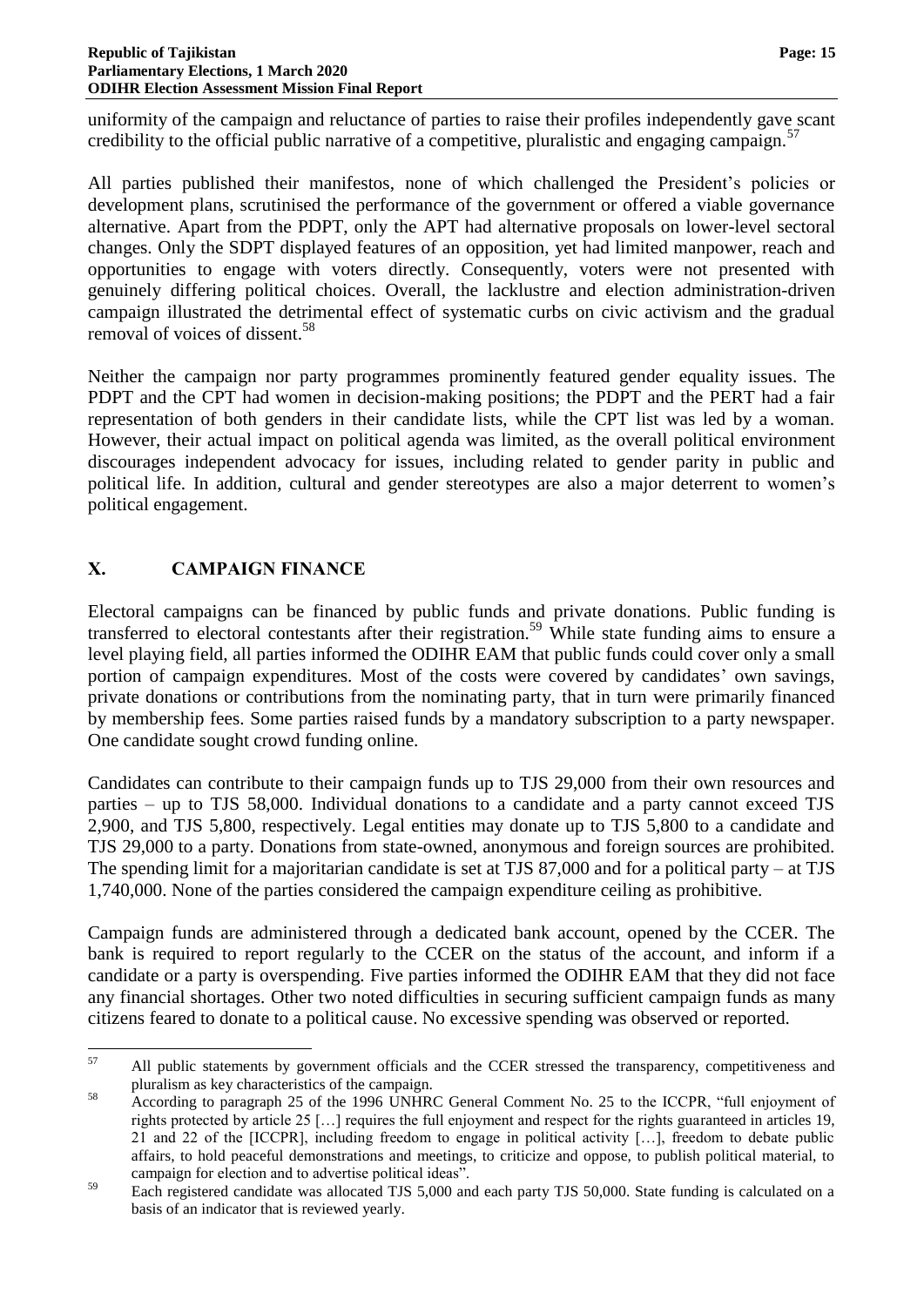uniformity of the campaign and reluctance of parties to raise their profiles independently gave scant credibility to the official public narrative of a competitive, pluralistic and engaging campaign.[57]

All parties published their manifestos, none of which challenged the President's policies or development plans, scrutinised the performance of the government or offered a viable governance alternative. Apart from the PDPT, only the APT had alternative proposals on lower-level sectoral changes. Only the SDPT displayed features of an opposition, yet had limited manpower, reach and opportunities to engage with voters directly. Consequently, voters were not presented with genuinely differing political choices. Overall, the lacklustre and election administration-driven campaign illustrated the detrimental effect of systematic curbs on civic activism and the gradual removal of voices of dissent.[58]

Neither the campaign nor party programmes prominently featured gender equality issues. The PDPT and the CPT had women in decision-making positions; the PDPT and the PERT had a fair representation of both genders in their candidate lists, while the CPT list was led by a woman. However, their actual impact on political agenda was limited, as the overall political environment discourages independent advocacy for issues, including related to gender parity in public and political life. In addition, cultural and gender stereotypes are also a major deterrent to women's political engagement.

## X. CAMPAIGN FINANCE

Electoral campaigns can be financed by public funds and private donations. Public funding is transferred to electoral contestants after their registration.[59] While state funding aims to ensure a level playing field, all parties informed the ODIHR EAM that public funds could cover only a small portion of campaign expenditures. Most of the costs were covered by candidates' own savings, private donations or contributions from the nominating party, that in turn were primarily financed by membership fees. Some parties raised funds by a mandatory subscription to a party newspaper. One candidate sought crowd funding online.

Candidates can contribute to their campaign funds up to TJS 29,000 from their own resources and parties – up to TJS 58,000. Individual donations to a candidate and a party cannot exceed TJS 2,900, and TJS 5,800, respectively. Legal entities may donate up to TJS 5,800 to a candidate and TJS 29,000 to a party. Donations from state-owned, anonymous and foreign sources are prohibited. The spending limit for a majoritarian candidate is set at TJS 87,000 and for a political party – at TJS 1,740,000. None of the parties considered the campaign expenditure ceiling as prohibitive.

Campaign funds are administered through a dedicated bank account, opened by the CCER. The bank is required to report regularly to the CCER on the status of the account, and inform if a candidate or a party is overspending. Five parties informed the ODIHR EAM that they did not face any financial shortages. Other two noted difficulties in securing sufficient campaign funds as many citizens feared to donate to a political cause. No excessive spending was observed or reported.

---

[57] All public statements by government officials and the CCER stressed the transparency, competitiveness and pluralism as key characteristics of the campaign.

[58] According to paragraph 25 of the 1996 UNHRC General Comment No. 25 to the ICCPR, "full enjoyment of rights protected by article 25 […] requires the full enjoyment and respect for the rights guaranteed in articles 19, 21 and 22 of the [ICCPR], including freedom to engage in political activity […], freedom to debate public affairs, to hold peaceful demonstrations and meetings, to criticize and oppose, to publish political material, to campaign for election and to advertise political ideas".

[59] Each registered candidate was allocated TJS 5,000 and each party TJS 50,000. State funding is calculated on a basis of an indicator that is reviewed yearly.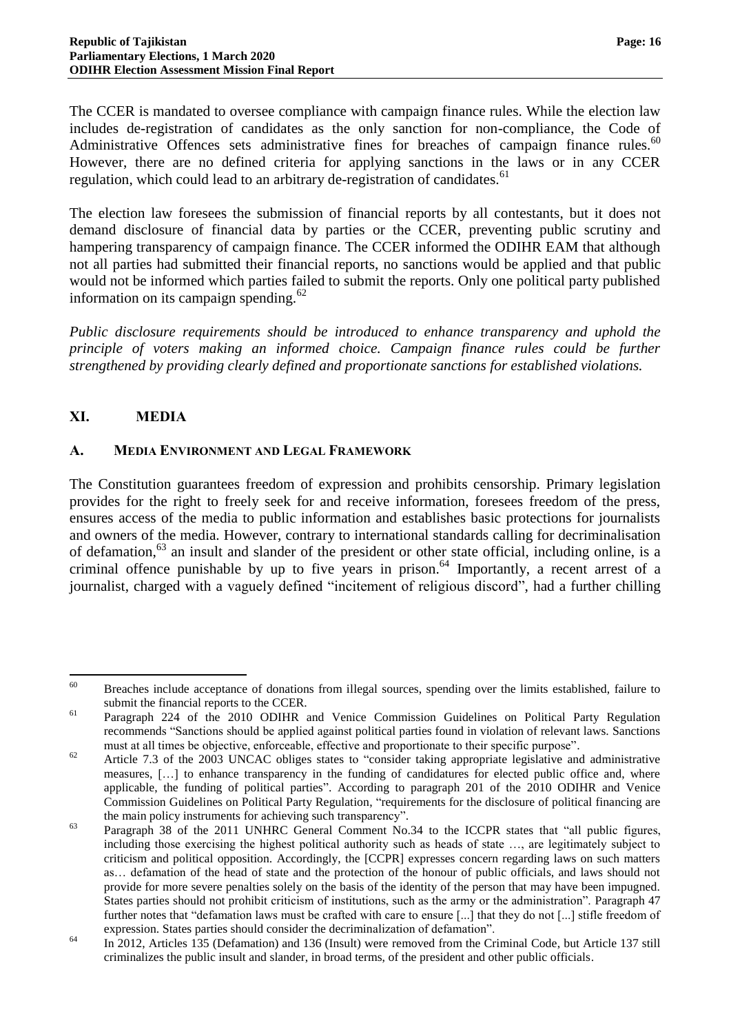The CCER is mandated to oversee compliance with campaign finance rules. While the election law includes de-registration of candidates as the only sanction for non-compliance, the Code of Administrative Offences sets administrative fines for breaches of campaign finance rules.[60] However, there are no defined criteria for applying sanctions in the laws or in any CCER regulation, which could lead to an arbitrary de-registration of candidates.[61]

The election law foresees the submission of financial reports by all contestants, but it does not demand disclosure of financial data by parties or the CCER, preventing public scrutiny and hampering transparency of campaign finance. The CCER informed the ODIHR EAM that although not all parties had submitted their financial reports, no sanctions would be applied and that public would not be informed which parties failed to submit the reports. Only one political party published information on its campaign spending.[62]

*Public disclosure requirements should be introduced to enhance transparency and uphold the principle of voters making an informed choice. Campaign finance rules could be further strengthened by providing clearly defined and proportionate sanctions for established violations.*

## XI. MEDIA

### A. Media Environment and Legal Framework

The Constitution guarantees freedom of expression and prohibits censorship. Primary legislation provides for the right to freely seek for and receive information, foresees freedom of the press, ensures access of the media to public information and establishes basic protections for journalists and owners of the media. However, contrary to international standards calling for decriminalisation of defamation,[63] an insult and slander of the president or other state official, including online, is a criminal offence punishable by up to five years in prison.[64] Importantly, a recent arrest of a journalist, charged with a vaguely defined "incitement of religious discord", had a further chilling

---

[60] Breaches include acceptance of donations from illegal sources, spending over the limits established, failure to submit the financial reports to the CCER.

[61] Paragraph 224 of the 2010 ODIHR and Venice Commission Guidelines on Political Party Regulation recommends "Sanctions should be applied against political parties found in violation of relevant laws. Sanctions must at all times be objective, enforceable, effective and proportionate to their specific purpose".

[62] Article 7.3 of the 2003 UNCAC obliges states to "consider taking appropriate legislative and administrative measures, […] to enhance transparency in the funding of candidatures for elected public office and, where applicable, the funding of political parties". According to paragraph 201 of the 2010 ODIHR and Venice Commission Guidelines on Political Party Regulation, "requirements for the disclosure of political financing are the main policy instruments for achieving such transparency".

[63] Paragraph 38 of the 2011 UNHRC General Comment No.34 to the ICCPR states that "all public figures, including those exercising the highest political authority such as heads of state …, are legitimately subject to criticism and political opposition. Accordingly, the [CCPR] expresses concern regarding laws on such matters as… defamation of the head of state and the protection of the honour of public officials, and laws should not provide for more severe penalties solely on the basis of the identity of the person that may have been impugned. States parties should not prohibit criticism of institutions, such as the army or the administration". Paragraph 47 further notes that "defamation laws must be crafted with care to ensure [...] that they do not [...] stifle freedom of expression. States parties should consider the decriminalization of defamation".

[64] In 2012, Articles 135 (Defamation) and 136 (Insult) were removed from the Criminal Code, but Article 137 still criminalizes the public insult and slander, in broad terms, of the president and other public officials.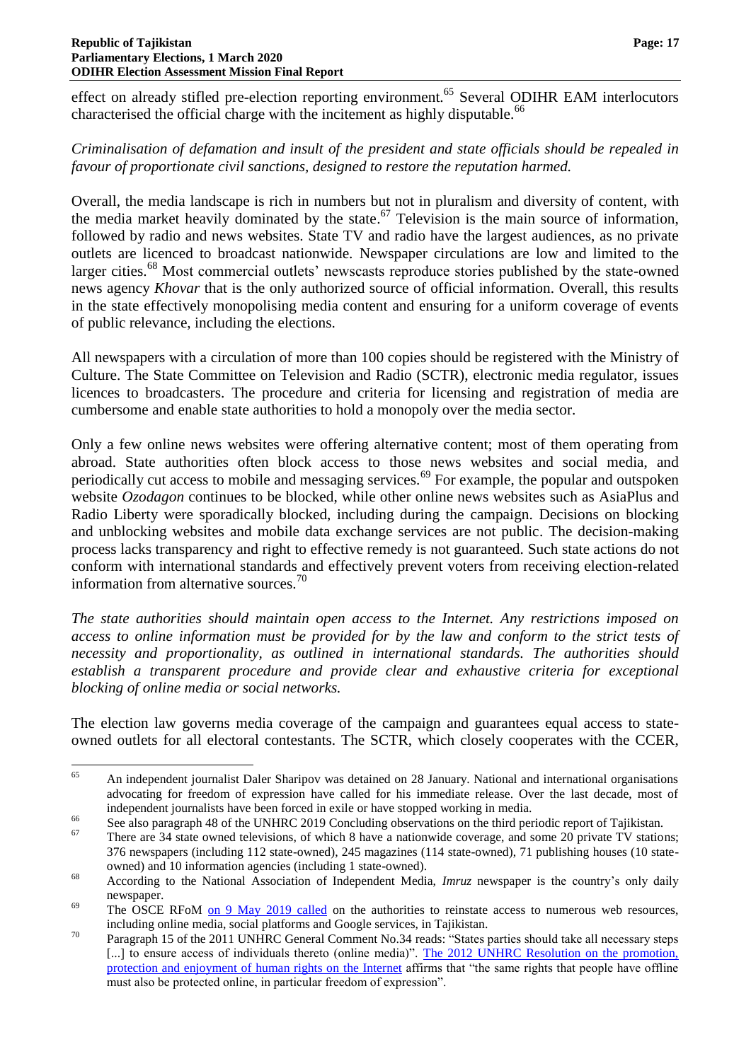effect on already stifled pre-election reporting environment.[65] Several ODIHR EAM interlocutors characterised the official charge with the incitement as highly disputable.[66]

*Criminalisation of defamation and insult of the president and state officials should be repealed in favour of proportionate civil sanctions, designed to restore the reputation harmed.*

Overall, the media landscape is rich in numbers but not in pluralism and diversity of content, with the media market heavily dominated by the state.[67] Television is the main source of information, followed by radio and news websites. State TV and radio have the largest audiences, as no private outlets are licenced to broadcast nationwide. Newspaper circulations are low and limited to the larger cities.[68] Most commercial outlets' newscasts reproduce stories published by the state-owned news agency *Khovar* that is the only authorized source of official information. Overall, this results in the state effectively monopolising media content and ensuring for a uniform coverage of events of public relevance, including the elections.

All newspapers with a circulation of more than 100 copies should be registered with the Ministry of Culture. The State Committee on Television and Radio (SCTR), electronic media regulator, issues licences to broadcasters. The procedure and criteria for licensing and registration of media are cumbersome and enable state authorities to hold a monopoly over the media sector.

Only a few online news websites were offering alternative content; most of them operating from abroad. State authorities often block access to those news websites and social media, and periodically cut access to mobile and messaging services.[69] For example, the popular and outspoken website *Ozodagon* continues to be blocked, while other online news websites such as AsiaPlus and Radio Liberty were sporadically blocked, including during the campaign. Decisions on blocking and unblocking websites and mobile data exchange services are not public. The decision-making process lacks transparency and right to effective remedy is not guaranteed. Such state actions do not conform with international standards and effectively prevent voters from receiving election-related information from alternative sources.[70]

*The state authorities should maintain open access to the Internet. Any restrictions imposed on access to online information must be provided for by the law and conform to the strict tests of necessity and proportionality, as outlined in international standards. The authorities should establish a transparent procedure and provide clear and exhaustive criteria for exceptional blocking of online media or social networks.*

The election law governs media coverage of the campaign and guarantees equal access to state-owned outlets for all electoral contestants. The SCTR, which closely cooperates with the CCER,

---

[65] An independent journalist Daler Sharipov was detained on 28 January. National and international organisations advocating for freedom of expression have called for his immediate release. Over the last decade, most of independent journalists have been forced in exile or have stopped working in media.

[66] See also paragraph 48 of the UNHRC 2019 Concluding observations on the third periodic report of Tajikistan.

[67] There are 34 state owned televisions, of which 8 have a nationwide coverage, and some 20 private TV stations; 376 newspapers (including 112 state-owned), 245 magazines (114 state-owned), 71 publishing houses (10 state-owned) and 10 information agencies (including 1 state-owned).

[68] According to the National Association of Independent Media, *Imruz* newspaper is the country's only daily newspaper.

[69] The OSCE RFoM on 9 May 2019 called on the authorities to reinstate access to numerous web resources, including online media, social platforms and Google services, in Tajikistan.

[70] Paragraph 15 of the 2011 UNHRC General Comment No.34 reads: "States parties should take all necessary steps [...] to ensure access of individuals thereto (online media)". The 2012 UNHRC Resolution on the promotion, protection and enjoyment of human rights on the Internet affirms that "the same rights that people have offline must also be protected online, in particular freedom of expression".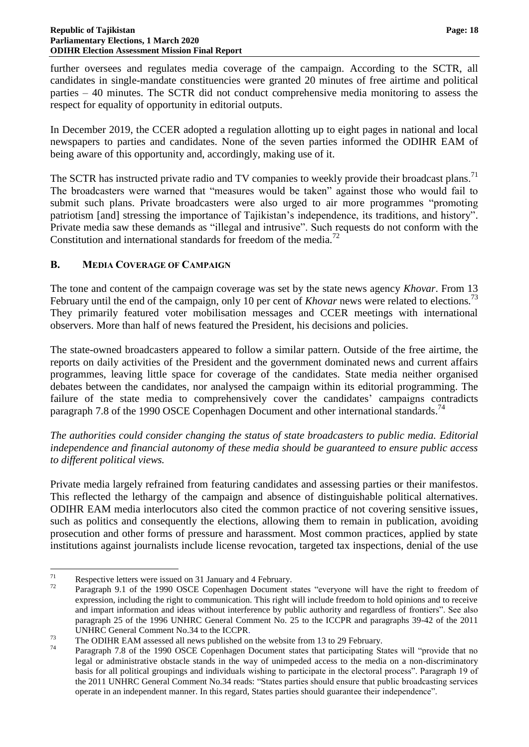further oversees and regulates media coverage of the campaign. According to the SCTR, all candidates in single-mandate constituencies were granted 20 minutes of free airtime and political parties – 40 minutes. The SCTR did not conduct comprehensive media monitoring to assess the respect for equality of opportunity in editorial outputs.

In December 2019, the CCER adopted a regulation allotting up to eight pages in national and local newspapers to parties and candidates. None of the seven parties informed the ODIHR EAM of being aware of this opportunity and, accordingly, making use of it.

The SCTR has instructed private radio and TV companies to weekly provide their broadcast plans.[71] The broadcasters were warned that "measures would be taken" against those who would fail to submit such plans. Private broadcasters were also urged to air more programmes "promoting patriotism [and] stressing the importance of Tajikistan's independence, its traditions, and history". Private media saw these demands as "illegal and intrusive". Such requests do not conform with the Constitution and international standards for freedom of the media.[72]

## B. Media Coverage of Campaign

The tone and content of the campaign coverage was set by the state news agency *Khovar*. From 13 February until the end of the campaign, only 10 per cent of *Khovar* news were related to elections.[73] They primarily featured voter mobilisation messages and CCER meetings with international observers. More than half of news featured the President, his decisions and policies.

The state-owned broadcasters appeared to follow a similar pattern. Outside of the free airtime, the reports on daily activities of the President and the government dominated news and current affairs programmes, leaving little space for coverage of the candidates. State media neither organised debates between the candidates, nor analysed the campaign within its editorial programming. The failure of the state media to comprehensively cover the candidates' campaigns contradicts paragraph 7.8 of the 1990 OSCE Copenhagen Document and other international standards.[74]

*The authorities could consider changing the status of state broadcasters to public media. Editorial independence and financial autonomy of these media should be guaranteed to ensure public access to different political views.*

Private media largely refrained from featuring candidates and assessing parties or their manifestos. This reflected the lethargy of the campaign and absence of distinguishable political alternatives. ODIHR EAM media interlocutors also cited the common practice of not covering sensitive issues, such as politics and consequently the elections, allowing them to remain in publication, avoiding prosecution and other forms of pressure and harassment. Most common practices, applied by state institutions against journalists include license revocation, targeted tax inspections, denial of the use

---

[71] Respective letters were issued on 31 January and 4 February.

[72] Paragraph 9.1 of the 1990 OSCE Copenhagen Document states "everyone will have the right to freedom of expression, including the right to communication. This right will include freedom to hold opinions and to receive and impart information and ideas without interference by public authority and regardless of frontiers". See also paragraph 25 of the 1996 UNHRC General Comment No. 25 to the ICCPR and paragraphs 39-42 of the 2011 UNHRC General Comment No.34 to the ICCPR.

[73] The ODIHR EAM assessed all news published on the website from 13 to 29 February.

[74] Paragraph 7.8 of the 1990 OSCE Copenhagen Document states that participating States will "provide that no legal or administrative obstacle stands in the way of unimpeded access to the media on a non-discriminatory basis for all political groupings and individuals wishing to participate in the electoral process". Paragraph 19 of the 2011 UNHRC General Comment No.34 reads: "States parties should ensure that public broadcasting services operate in an independent manner. In this regard, States parties should guarantee their independence".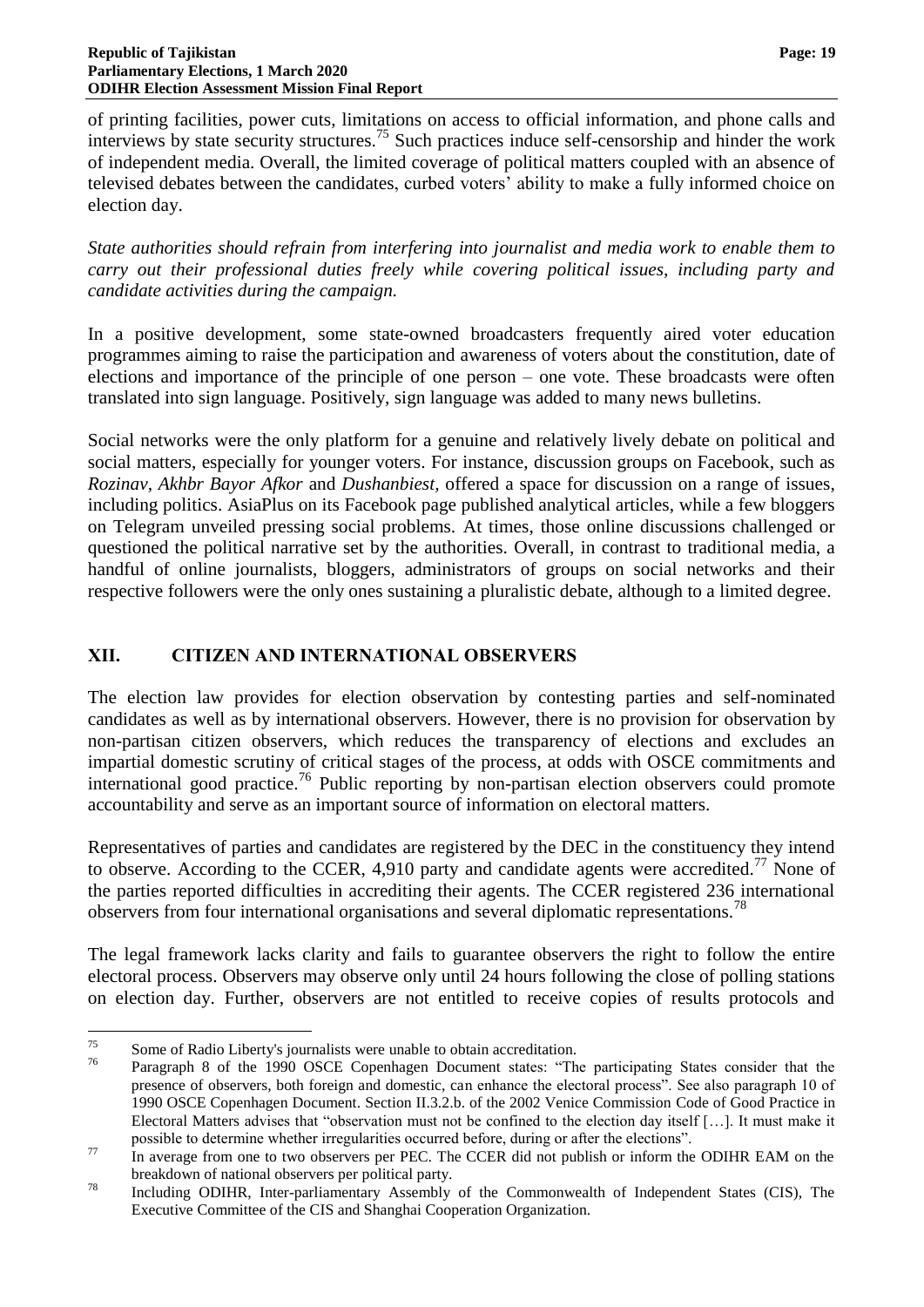of printing facilities, power cuts, limitations on access to official information, and phone calls and interviews by state security structures.[75] Such practices induce self-censorship and hinder the work of independent media. Overall, the limited coverage of political matters coupled with an absence of televised debates between the candidates, curbed voters' ability to make a fully informed choice on election day.

*State authorities should refrain from interfering into journalist and media work to enable them to carry out their professional duties freely while covering political issues, including party and candidate activities during the campaign.*

In a positive development, some state-owned broadcasters frequently aired voter education programmes aiming to raise the participation and awareness of voters about the constitution, date of elections and importance of the principle of one person – one vote. These broadcasts were often translated into sign language. Positively, sign language was added to many news bulletins.

Social networks were the only platform for a genuine and relatively lively debate on political and social matters, especially for younger voters. For instance, discussion groups on Facebook, such as *Rozinav*, *Akhbr Bayor Afkor* and *Dushanbiest*, offered a space for discussion on a range of issues, including politics. AsiaPlus on its Facebook page published analytical articles, while a few bloggers on Telegram unveiled pressing social problems. At times, those online discussions challenged or questioned the political narrative set by the authorities. Overall, in contrast to traditional media, a handful of online journalists, bloggers, administrators of groups on social networks and their respective followers were the only ones sustaining a pluralistic debate, although to a limited degree.

## XII. CITIZEN AND INTERNATIONAL OBSERVERS

The election law provides for election observation by contesting parties and self-nominated candidates as well as by international observers. However, there is no provision for observation by non-partisan citizen observers, which reduces the transparency of elections and excludes an impartial domestic scrutiny of critical stages of the process, at odds with OSCE commitments and international good practice.[76] Public reporting by non-partisan election observers could promote accountability and serve as an important source of information on electoral matters.

Representatives of parties and candidates are registered by the DEC in the constituency they intend to observe. According to the CCER, 4,910 party and candidate agents were accredited.[77] None of the parties reported difficulties in accrediting their agents. The CCER registered 236 international observers from four international organisations and several diplomatic representations.[78]

The legal framework lacks clarity and fails to guarantee observers the right to follow the entire electoral process. Observers may observe only until 24 hours following the close of polling stations on election day. Further, observers are not entitled to receive copies of results protocols and

---

[75] Some of Radio Liberty's journalists were unable to obtain accreditation.

[76] Paragraph 8 of the 1990 OSCE Copenhagen Document states: "The participating States consider that the presence of observers, both foreign and domestic, can enhance the electoral process". See also paragraph 10 of 1990 OSCE Copenhagen Document. Section II.3.2.b. of the 2002 Venice Commission Code of Good Practice in Electoral Matters advises that "observation must not be confined to the election day itself […]. It must make it possible to determine whether irregularities occurred before, during or after the elections".

[77] In average from one to two observers per PEC. The CCER did not publish or inform the ODIHR EAM on the breakdown of national observers per political party.

[78] Including ODIHR, Inter-parliamentary Assembly of the Commonwealth of Independent States (CIS), The Executive Committee of the CIS and Shanghai Cooperation Organization.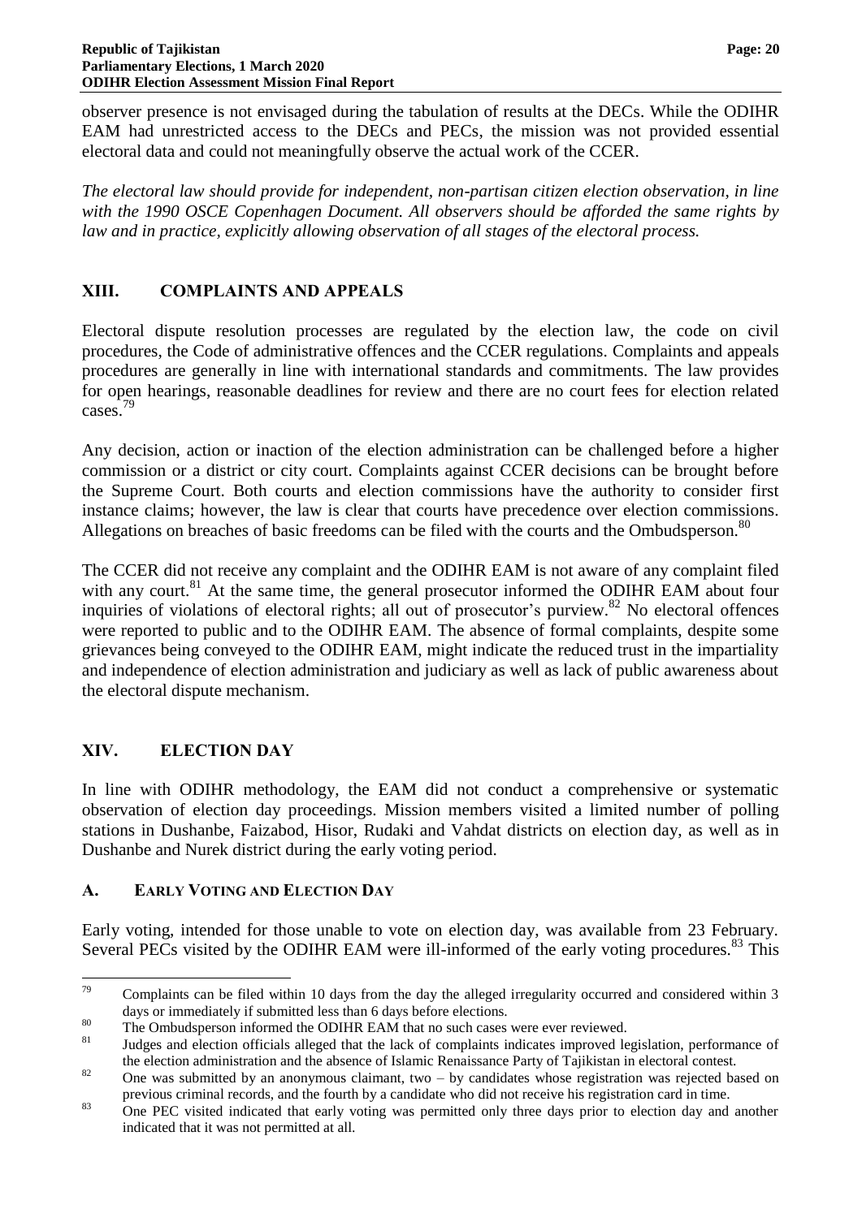observer presence is not envisaged during the tabulation of results at the DECs. While the ODIHR EAM had unrestricted access to the DECs and PECs, the mission was not provided essential electoral data and could not meaningfully observe the actual work of the CCER.

*The electoral law should provide for independent, non-partisan citizen election observation, in line with the 1990 OSCE Copenhagen Document. All observers should be afforded the same rights by law and in practice, explicitly allowing observation of all stages of the electoral process.*

## XIII. COMPLAINTS AND APPEALS

Electoral dispute resolution processes are regulated by the election law, the code on civil procedures, the Code of administrative offences and the CCER regulations. Complaints and appeals procedures are generally in line with international standards and commitments. The law provides for open hearings, reasonable deadlines for review and there are no court fees for election related cases.[79]

Any decision, action or inaction of the election administration can be challenged before a higher commission or a district or city court. Complaints against CCER decisions can be brought before the Supreme Court. Both courts and election commissions have the authority to consider first instance claims; however, the law is clear that courts have precedence over election commissions. Allegations on breaches of basic freedoms can be filed with the courts and the Ombudsperson.[80]

The CCER did not receive any complaint and the ODIHR EAM is not aware of any complaint filed with any court.[81] At the same time, the general prosecutor informed the ODIHR EAM about four inquiries of violations of electoral rights; all out of prosecutor's purview.[82] No electoral offences were reported to public and to the ODIHR EAM. The absence of formal complaints, despite some grievances being conveyed to the ODIHR EAM, might indicate the reduced trust in the impartiality and independence of election administration and judiciary as well as lack of public awareness about the electoral dispute mechanism.

## XIV. ELECTION DAY

In line with ODIHR methodology, the EAM did not conduct a comprehensive or systematic observation of election day proceedings. Mission members visited a limited number of polling stations in Dushanbe, Faizabod, Hisor, Rudaki and Vahdat districts on election day, as well as in Dushanbe and Nurek district during the early voting period.

### A. EARLY VOTING AND ELECTION DAY

Early voting, intended for those unable to vote on election day, was available from 23 February. Several PECs visited by the ODIHR EAM were ill-informed of the early voting procedures.[83] This

---

[79] Complaints can be filed within 10 days from the day the alleged irregularity occurred and considered within 3 days or immediately if submitted less than 6 days before elections.

[80] The Ombudsperson informed the ODIHR EAM that no such cases were ever reviewed.

[81] Judges and election officials alleged that the lack of complaints indicates improved legislation, performance of the election administration and the absence of Islamic Renaissance Party of Tajikistan in electoral contest.

[82] One was submitted by an anonymous claimant, two – by candidates whose registration was rejected based on previous criminal records, and the fourth by a candidate who did not receive his registration card in time.

[83] One PEC visited indicated that early voting was permitted only three days prior to election day and another indicated that it was not permitted at all.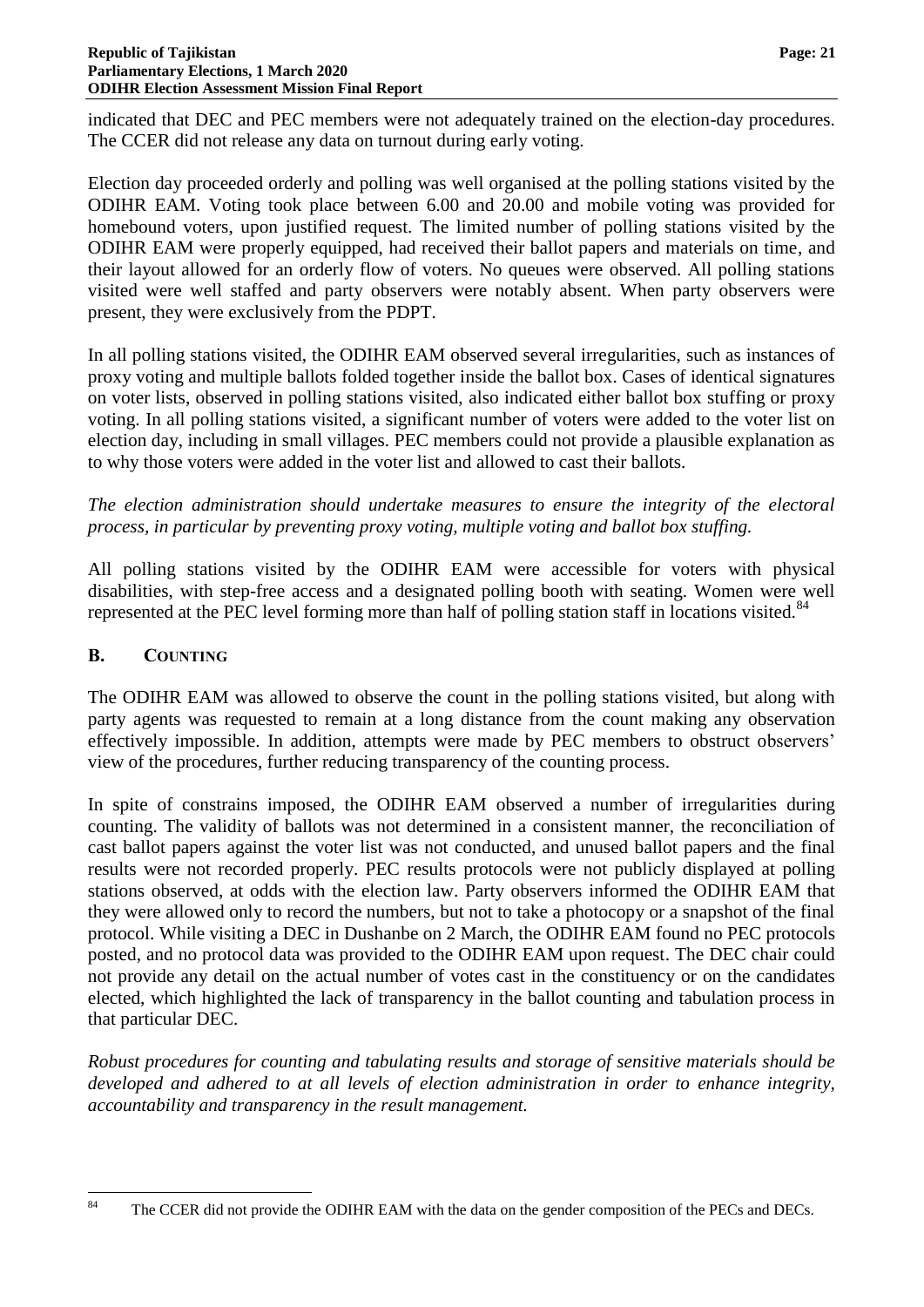indicated that DEC and PEC members were not adequately trained on the election-day procedures. The CCER did not release any data on turnout during early voting.

Election day proceeded orderly and polling was well organised at the polling stations visited by the ODIHR EAM. Voting took place between 6.00 and 20.00 and mobile voting was provided for homebound voters, upon justified request. The limited number of polling stations visited by the ODIHR EAM were properly equipped, had received their ballot papers and materials on time, and their layout allowed for an orderly flow of voters. No queues were observed. All polling stations visited were well staffed and party observers were notably absent. When party observers were present, they were exclusively from the PDPT.

In all polling stations visited, the ODIHR EAM observed several irregularities, such as instances of proxy voting and multiple ballots folded together inside the ballot box. Cases of identical signatures on voter lists, observed in polling stations visited, also indicated either ballot box stuffing or proxy voting. In all polling stations visited, a significant number of voters were added to the voter list on election day, including in small villages. PEC members could not provide a plausible explanation as to why those voters were added in the voter list and allowed to cast their ballots.

*The election administration should undertake measures to ensure the integrity of the electoral process, in particular by preventing proxy voting, multiple voting and ballot box stuffing.*

All polling stations visited by the ODIHR EAM were accessible for voters with physical disabilities, with step-free access and a designated polling booth with seating. Women were well represented at the PEC level forming more than half of polling station staff in locations visited.[84]

### B. COUNTING

The ODIHR EAM was allowed to observe the count in the polling stations visited, but along with party agents was requested to remain at a long distance from the count making any observation effectively impossible. In addition, attempts were made by PEC members to obstruct observers' view of the procedures, further reducing transparency of the counting process.

In spite of constrains imposed, the ODIHR EAM observed a number of irregularities during counting. The validity of ballots was not determined in a consistent manner, the reconciliation of cast ballot papers against the voter list was not conducted, and unused ballot papers and the final results were not recorded properly. PEC results protocols were not publicly displayed at polling stations observed, at odds with the election law. Party observers informed the ODIHR EAM that they were allowed only to record the numbers, but not to take a photocopy or a snapshot of the final protocol. While visiting a DEC in Dushanbe on 2 March, the ODIHR EAM found no PEC protocols posted, and no protocol data was provided to the ODIHR EAM upon request. The DEC chair could not provide any detail on the actual number of votes cast in the constituency or on the candidates elected, which highlighted the lack of transparency in the ballot counting and tabulation process in that particular DEC.

*Robust procedures for counting and tabulating results and storage of sensitive materials should be developed and adhered to at all levels of election administration in order to enhance integrity, accountability and transparency in the result management.*

---

[84] The CCER did not provide the ODIHR EAM with the data on the gender composition of the PECs and DECs.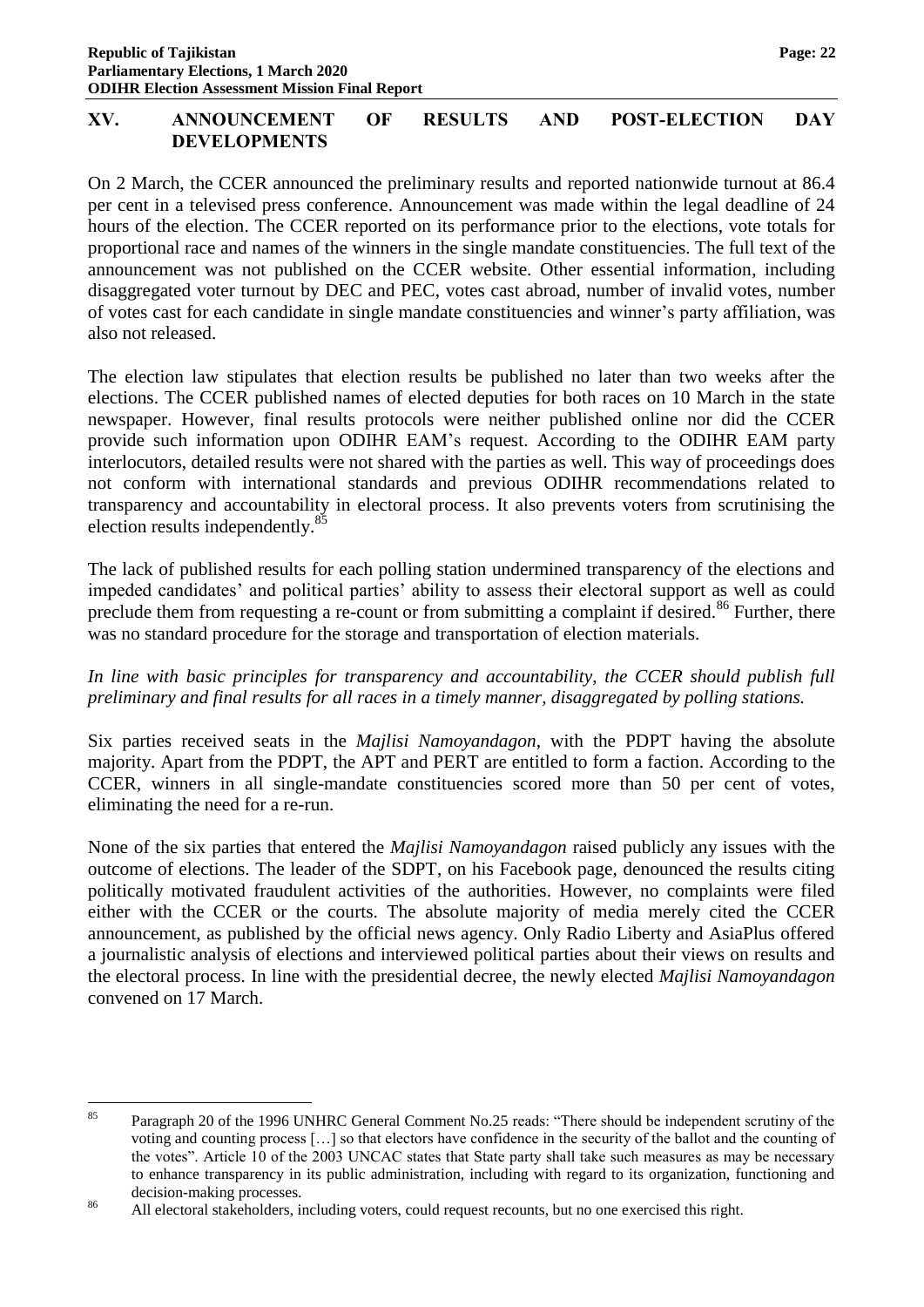## XV. ANNOUNCEMENT OF RESULTS AND POST-ELECTION DAY DEVELOPMENTS

On 2 March, the CCER announced the preliminary results and reported nationwide turnout at 86.4 per cent in a televised press conference. Announcement was made within the legal deadline of 24 hours of the election. The CCER reported on its performance prior to the elections, vote totals for proportional race and names of the winners in the single mandate constituencies. The full text of the announcement was not published on the CCER website. Other essential information, including disaggregated voter turnout by DEC and PEC, votes cast abroad, number of invalid votes, number of votes cast for each candidate in single mandate constituencies and winner's party affiliation, was also not released.

The election law stipulates that election results be published no later than two weeks after the elections. The CCER published names of elected deputies for both races on 10 March in the state newspaper. However, final results protocols were neither published online nor did the CCER provide such information upon ODIHR EAM's request. According to the ODIHR EAM party interlocutors, detailed results were not shared with the parties as well. This way of proceedings does not conform with international standards and previous ODIHR recommendations related to transparency and accountability in electoral process. It also prevents voters from scrutinising the election results independently.[85]

The lack of published results for each polling station undermined transparency of the elections and impeded candidates' and political parties' ability to assess their electoral support as well as could preclude them from requesting a re-count or from submitting a complaint if desired.[86] Further, there was no standard procedure for the storage and transportation of election materials.

*In line with basic principles for transparency and accountability, the CCER should publish full preliminary and final results for all races in a timely manner, disaggregated by polling stations.*

Six parties received seats in the *Majlisi Namoyandagon*, with the PDPT having the absolute majority. Apart from the PDPT, the APT and PERT are entitled to form a faction. According to the CCER, winners in all single-mandate constituencies scored more than 50 per cent of votes, eliminating the need for a re-run.

None of the six parties that entered the *Majlisi Namoyandagon* raised publicly any issues with the outcome of elections. The leader of the SDPT, on his Facebook page, denounced the results citing politically motivated fraudulent activities of the authorities. However, no complaints were filed either with the CCER or the courts. The absolute majority of media merely cited the CCER announcement, as published by the official news agency. Only Radio Liberty and AsiaPlus offered a journalistic analysis of elections and interviewed political parties about their views on results and the electoral process. In line with the presidential decree, the newly elected *Majlisi Namoyandagon* convened on 17 March.

---

[85] Paragraph 20 of the 1996 UNHRC General Comment No.25 reads: "There should be independent scrutiny of the voting and counting process […] so that electors have confidence in the security of the ballot and the counting of the votes". Article 10 of the 2003 UNCAC states that State party shall take such measures as may be necessary to enhance transparency in its public administration, including with regard to its organization, functioning and decision-making processes.

[86] All electoral stakeholders, including voters, could request recounts, but no one exercised this right.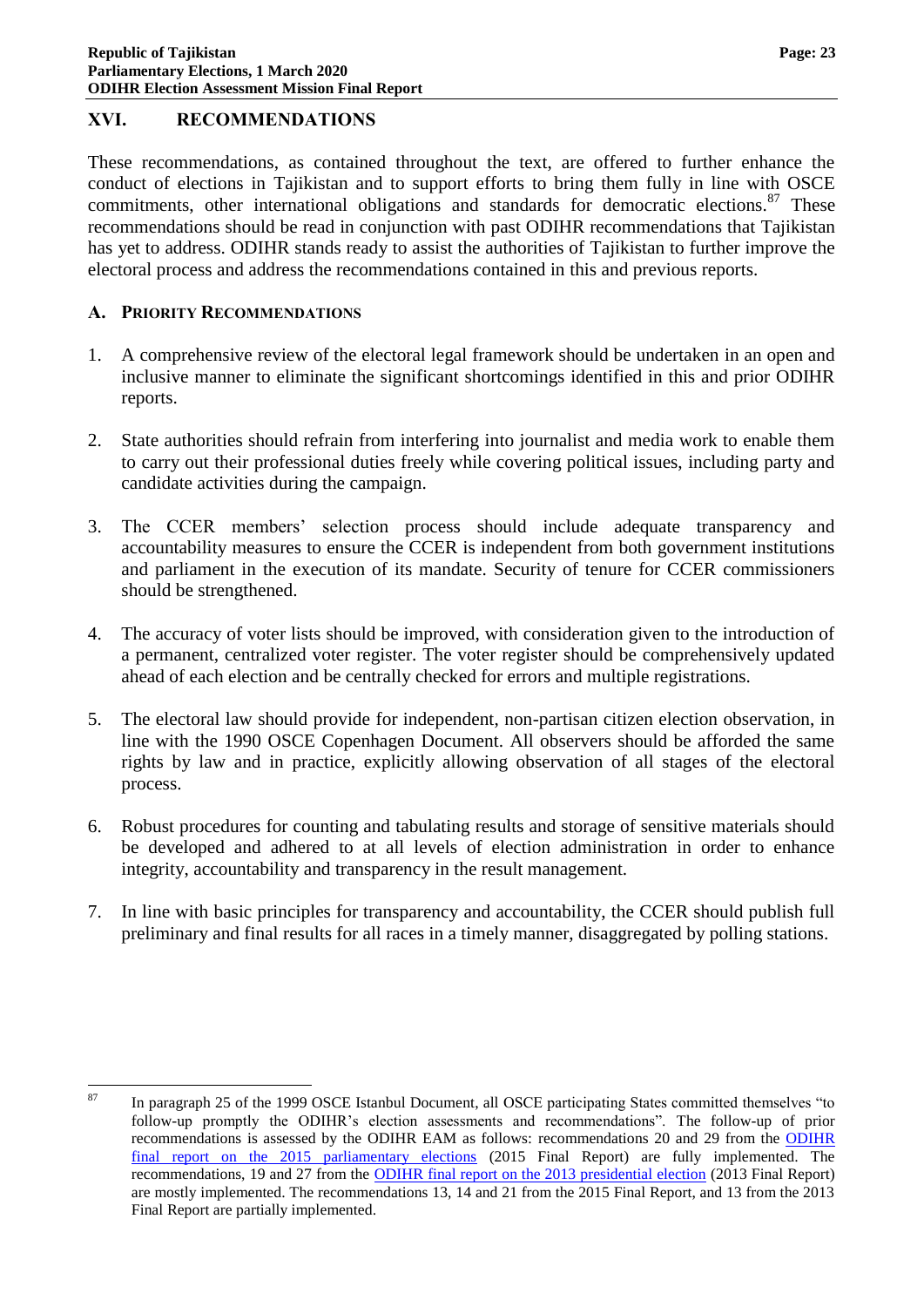## XVI. RECOMMENDATIONS

These recommendations, as contained throughout the text, are offered to further enhance the conduct of elections in Tajikistan and to support efforts to bring them fully in line with OSCE commitments, other international obligations and standards for democratic elections.[87] These recommendations should be read in conjunction with past ODIHR recommendations that Tajikistan has yet to address. ODIHR stands ready to assist the authorities of Tajikistan to further improve the electoral process and address the recommendations contained in this and previous reports.

### A. PRIORITY RECOMMENDATIONS

1. A comprehensive review of the electoral legal framework should be undertaken in an open and inclusive manner to eliminate the significant shortcomings identified in this and prior ODIHR reports.

2. State authorities should refrain from interfering into journalist and media work to enable them to carry out their professional duties freely while covering political issues, including party and candidate activities during the campaign.

3. The CCER members' selection process should include adequate transparency and accountability measures to ensure the CCER is independent from both government institutions and parliament in the execution of its mandate. Security of tenure for CCER commissioners should be strengthened.

4. The accuracy of voter lists should be improved, with consideration given to the introduction of a permanent, centralized voter register. The voter register should be comprehensively updated ahead of each election and be centrally checked for errors and multiple registrations.

5. The electoral law should provide for independent, non-partisan citizen election observation, in line with the 1990 OSCE Copenhagen Document. All observers should be afforded the same rights by law and in practice, explicitly allowing observation of all stages of the electoral process.

6. Robust procedures for counting and tabulating results and storage of sensitive materials should be developed and adhered to at all levels of election administration in order to enhance integrity, accountability and transparency in the result management.

7. In line with basic principles for transparency and accountability, the CCER should publish full preliminary and final results for all races in a timely manner, disaggregated by polling stations.

---

[87] In paragraph 25 of the 1999 OSCE Istanbul Document, all OSCE participating States committed themselves "to follow-up promptly the ODIHR's election assessments and recommendations". The follow-up of prior recommendations is assessed by the ODIHR EAM as follows: recommendations 20 and 29 from the ODIHR final report on the 2015 parliamentary elections (2015 Final Report) are fully implemented. The recommendations, 19 and 27 from the ODIHR final report on the 2013 presidential election (2013 Final Report) are mostly implemented. The recommendations 13, 14 and 21 from the 2015 Final Report, and 13 from the 2013 Final Report are partially implemented.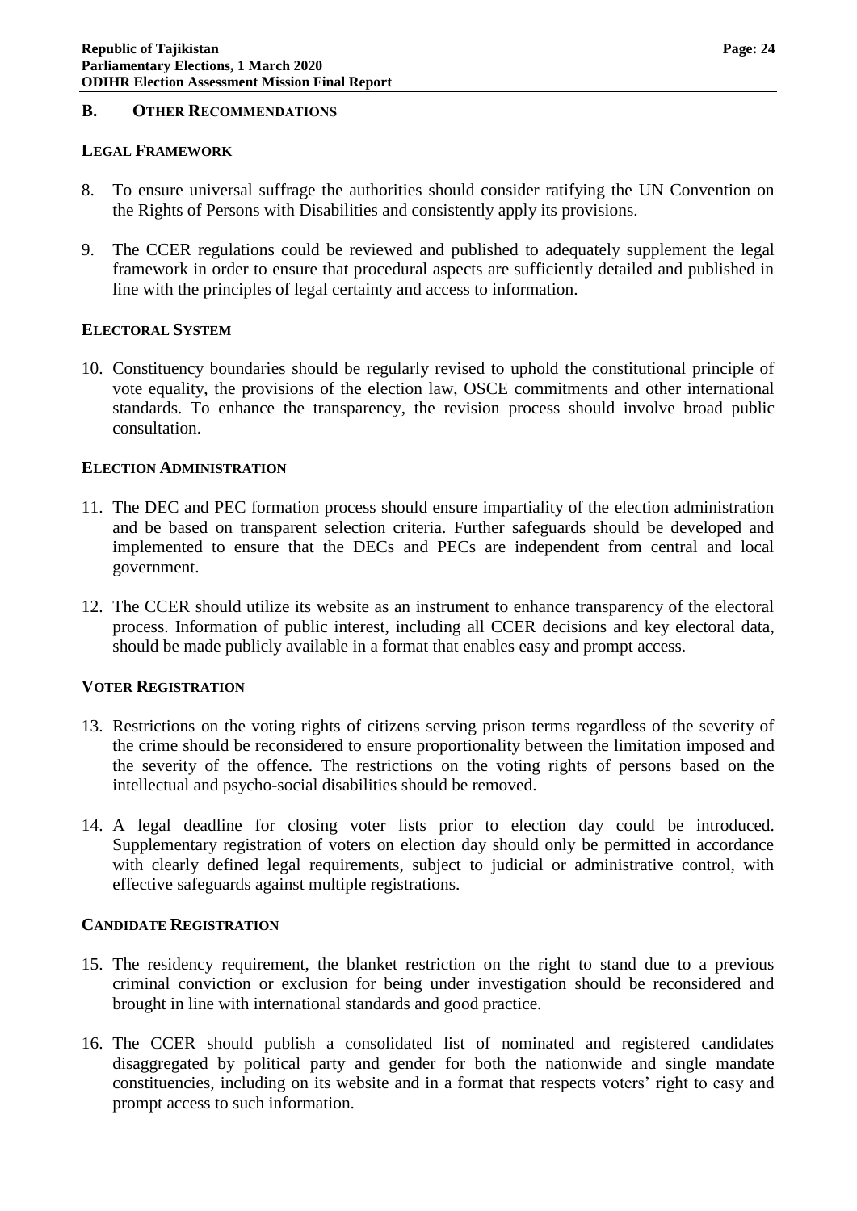## B. Other Recommendations

### Legal Framework

8. To ensure universal suffrage the authorities should consider ratifying the UN Convention on the Rights of Persons with Disabilities and consistently apply its provisions.

9. The CCER regulations could be reviewed and published to adequately supplement the legal framework in order to ensure that procedural aspects are sufficiently detailed and published in line with the principles of legal certainty and access to information.

### Electoral System

10. Constituency boundaries should be regularly revised to uphold the constitutional principle of vote equality, the provisions of the election law, OSCE commitments and other international standards. To enhance the transparency, the revision process should involve broad public consultation.

### Election Administration

11. The DEC and PEC formation process should ensure impartiality of the election administration and be based on transparent selection criteria. Further safeguards should be developed and implemented to ensure that the DECs and PECs are independent from central and local government.

12. The CCER should utilize its website as an instrument to enhance transparency of the electoral process. Information of public interest, including all CCER decisions and key electoral data, should be made publicly available in a format that enables easy and prompt access.

### Voter Registration

13. Restrictions on the voting rights of citizens serving prison terms regardless of the severity of the crime should be reconsidered to ensure proportionality between the limitation imposed and the severity of the offence. The restrictions on the voting rights of persons based on the intellectual and psycho-social disabilities should be removed.

14. A legal deadline for closing voter lists prior to election day could be introduced. Supplementary registration of voters on election day should only be permitted in accordance with clearly defined legal requirements, subject to judicial or administrative control, with effective safeguards against multiple registrations.

### Candidate Registration

15. The residency requirement, the blanket restriction on the right to stand due to a previous criminal conviction or exclusion for being under investigation should be reconsidered and brought in line with international standards and good practice.

16. The CCER should publish a consolidated list of nominated and registered candidates disaggregated by political party and gender for both the nationwide and single mandate constituencies, including on its website and in a format that respects voters' right to easy and prompt access to such information.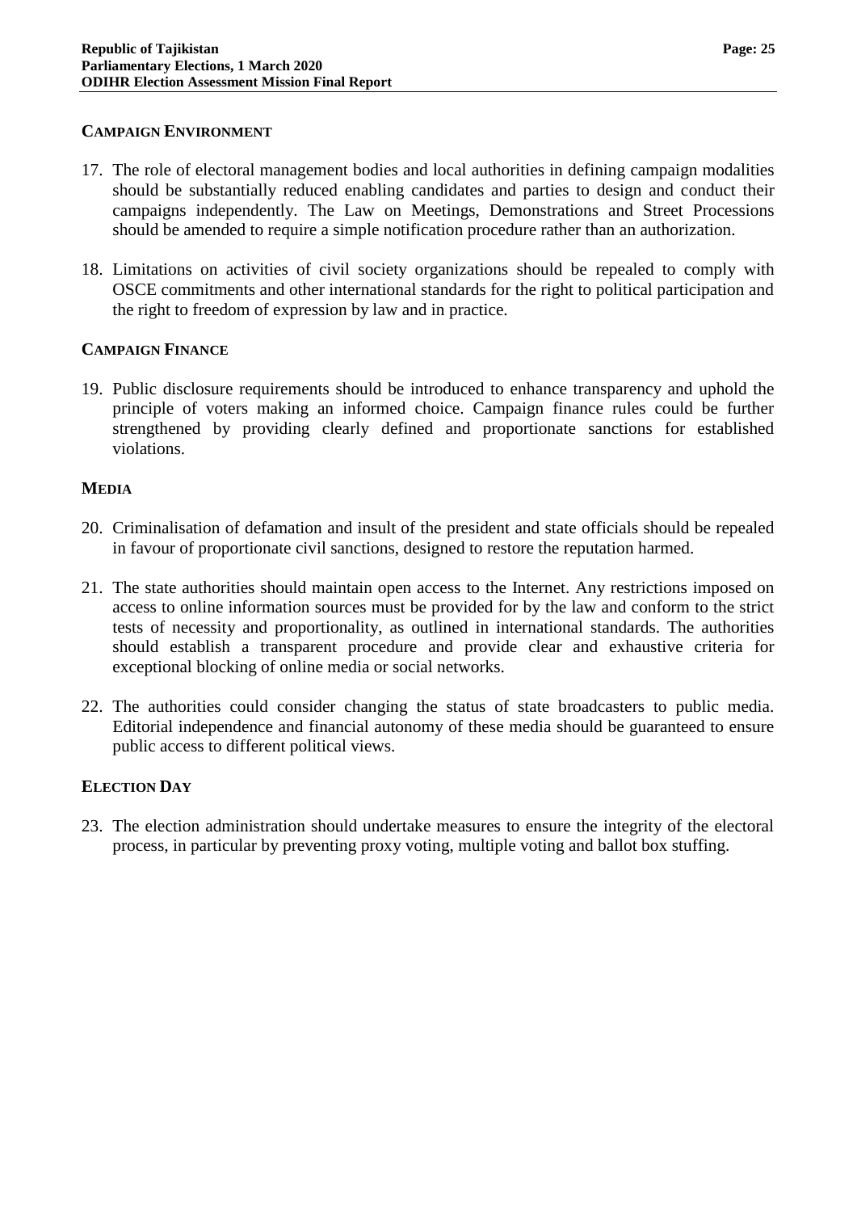### Campaign Environment

17. The role of electoral management bodies and local authorities in defining campaign modalities should be substantially reduced enabling candidates and parties to design and conduct their campaigns independently. The Law on Meetings, Demonstrations and Street Processions should be amended to require a simple notification procedure rather than an authorization.

18. Limitations on activities of civil society organizations should be repealed to comply with OSCE commitments and other international standards for the right to political participation and the right to freedom of expression by law and in practice.

### Campaign Finance

19. Public disclosure requirements should be introduced to enhance transparency and uphold the principle of voters making an informed choice. Campaign finance rules could be further strengthened by providing clearly defined and proportionate sanctions for established violations.

### Media

20. Criminalisation of defamation and insult of the president and state officials should be repealed in favour of proportionate civil sanctions, designed to restore the reputation harmed.

21. The state authorities should maintain open access to the Internet. Any restrictions imposed on access to online information sources must be provided for by the law and conform to the strict tests of necessity and proportionality, as outlined in international standards. The authorities should establish a transparent procedure and provide clear and exhaustive criteria for exceptional blocking of online media or social networks.

22. The authorities could consider changing the status of state broadcasters to public media. Editorial independence and financial autonomy of these media should be guaranteed to ensure public access to different political views.

### Election Day

23. The election administration should undertake measures to ensure the integrity of the electoral process, in particular by preventing proxy voting, multiple voting and ballot box stuffing.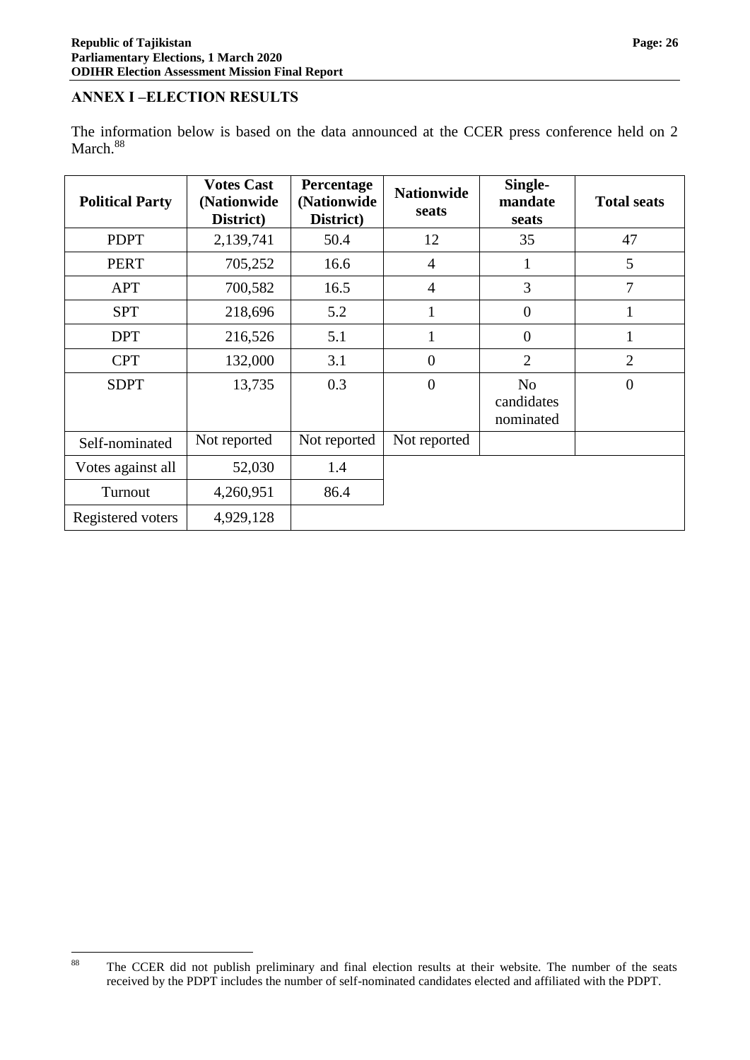## ANNEX I –ELECTION RESULTS

The information below is based on the data announced at the CCER press conference held on 2 March.[88]

| Political Party | Votes Cast (Nationwide District) | Percentage (Nationwide District) | Nationwide seats | Single-mandate seats | Total seats |
|---|---|---|---|---|---|
| PDPT | 2,139,741 | 50.4 | 12 | 35 | 47 |
| PERT | 705,252 | 16.6 | 4 | 1 | 5 |
| APT | 700,582 | 16.5 | 4 | 3 | 7 |
| SPT | 218,696 | 5.2 | 1 | 0 | 1 |
| DPT | 216,526 | 5.1 | 1 | 0 | 1 |
| CPT | 132,000 | 3.1 | 0 | 2 | 2 |
| SDPT | 13,735 | 0.3 | 0 | No candidates nominated | 0 |
| Self-nominated | Not reported | Not reported | Not reported | | |
| Votes against all | 52,030 | 1.4 | | | |
| Turnout | 4,260,951 | 86.4 | | | |
| Registered voters | 4,929,128 | | | | |

[88] The CCER did not publish preliminary and final election results at their website. The number of the seats received by the PDPT includes the number of self-nominated candidates elected and affiliated with the PDPT.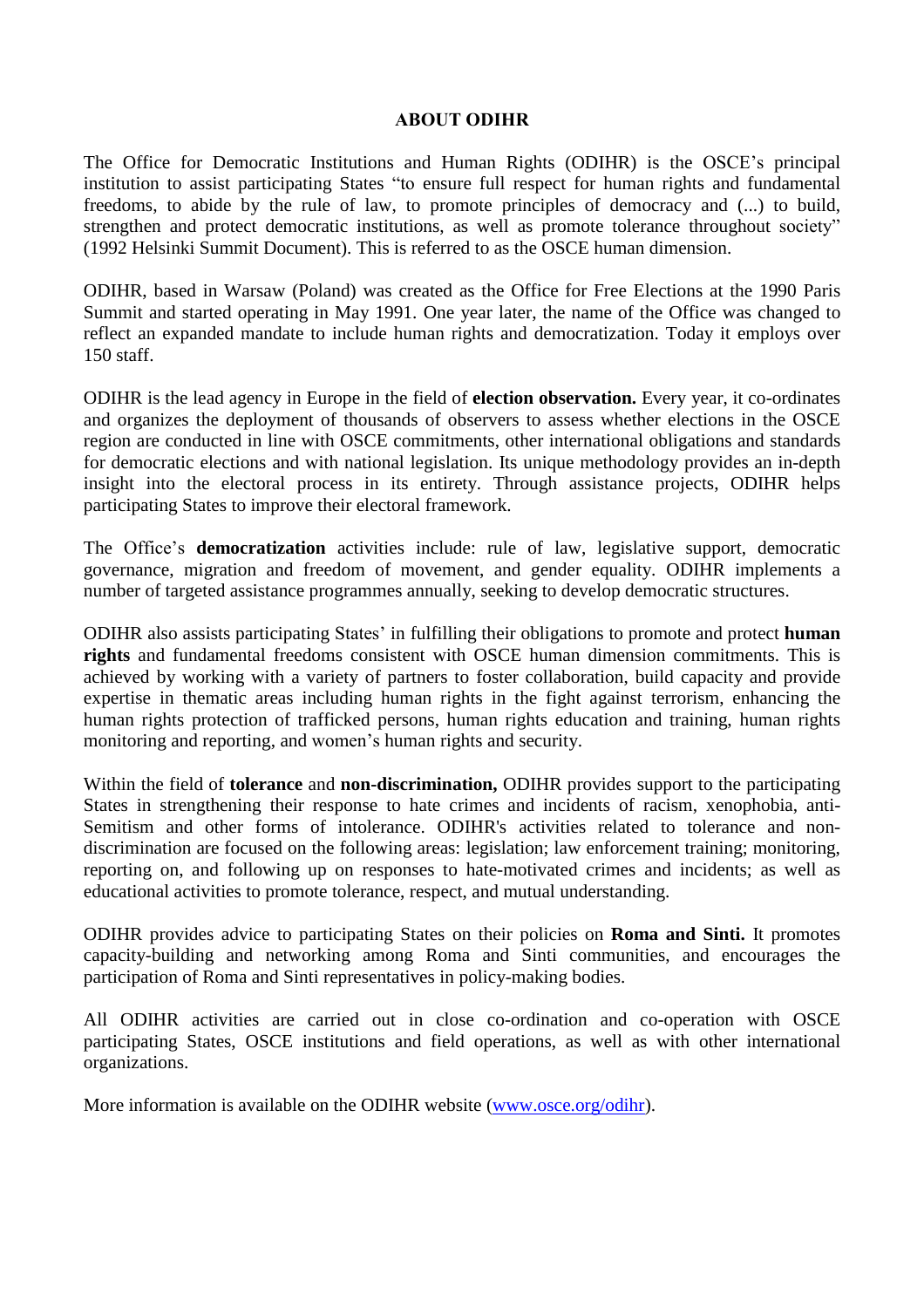# ABOUT ODIHR

The Office for Democratic Institutions and Human Rights (ODIHR) is the OSCE's principal institution to assist participating States "to ensure full respect for human rights and fundamental freedoms, to abide by the rule of law, to promote principles of democracy and (...) to build, strengthen and protect democratic institutions, as well as promote tolerance throughout society" (1992 Helsinki Summit Document). This is referred to as the OSCE human dimension.

ODIHR, based in Warsaw (Poland) was created as the Office for Free Elections at the 1990 Paris Summit and started operating in May 1991. One year later, the name of the Office was changed to reflect an expanded mandate to include human rights and democratization. Today it employs over 150 staff.

ODIHR is the lead agency in Europe in the field of **election observation.** Every year, it co-ordinates and organizes the deployment of thousands of observers to assess whether elections in the OSCE region are conducted in line with OSCE commitments, other international obligations and standards for democratic elections and with national legislation. Its unique methodology provides an in-depth insight into the electoral process in its entirety. Through assistance projects, ODIHR helps participating States to improve their electoral framework.

The Office's **democratization** activities include: rule of law, legislative support, democratic governance, migration and freedom of movement, and gender equality. ODIHR implements a number of targeted assistance programmes annually, seeking to develop democratic structures.

ODIHR also assists participating States' in fulfilling their obligations to promote and protect **human rights** and fundamental freedoms consistent with OSCE human dimension commitments. This is achieved by working with a variety of partners to foster collaboration, build capacity and provide expertise in thematic areas including human rights in the fight against terrorism, enhancing the human rights protection of trafficked persons, human rights education and training, human rights monitoring and reporting, and women's human rights and security.

Within the field of **tolerance** and **non-discrimination,** ODIHR provides support to the participating States in strengthening their response to hate crimes and incidents of racism, xenophobia, anti-Semitism and other forms of intolerance. ODIHR's activities related to tolerance and non-discrimination are focused on the following areas: legislation; law enforcement training; monitoring, reporting on, and following up on responses to hate-motivated crimes and incidents; as well as educational activities to promote tolerance, respect, and mutual understanding.

ODIHR provides advice to participating States on their policies on **Roma and Sinti.** It promotes capacity-building and networking among Roma and Sinti communities, and encourages the participation of Roma and Sinti representatives in policy-making bodies.

All ODIHR activities are carried out in close co-ordination and co-operation with OSCE participating States, OSCE institutions and field operations, as well as with other international organizations.

More information is available on the ODIHR website (www.osce.org/odihr).